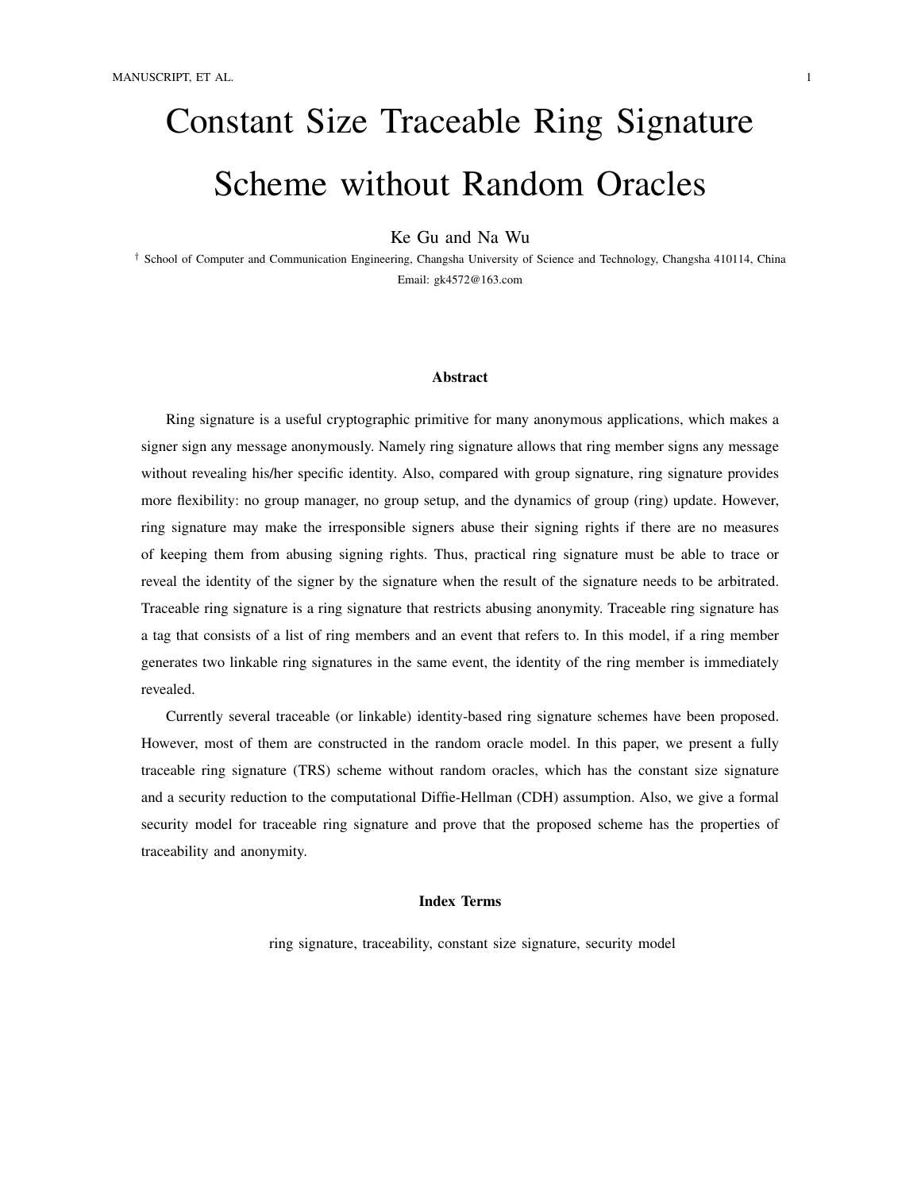# Constant Size Traceable Ring Signature Scheme without Random Oracles

Ke Gu and Na Wu

† School of Computer and Communication Engineering, Changsha University of Science and Technology, Changsha 410114, China

Email: gk4572@163.com

### Abstract

Ring signature is a useful cryptographic primitive for many anonymous applications, which makes a signer sign any message anonymously. Namely ring signature allows that ring member signs any message without revealing his/her specific identity. Also, compared with group signature, ring signature provides more flexibility: no group manager, no group setup, and the dynamics of group (ring) update. However, ring signature may make the irresponsible signers abuse their signing rights if there are no measures of keeping them from abusing signing rights. Thus, practical ring signature must be able to trace or reveal the identity of the signer by the signature when the result of the signature needs to be arbitrated. Traceable ring signature is a ring signature that restricts abusing anonymity. Traceable ring signature has a tag that consists of a list of ring members and an event that refers to. In this model, if a ring member generates two linkable ring signatures in the same event, the identity of the ring member is immediately revealed.

Currently several traceable (or linkable) identity-based ring signature schemes have been proposed. However, most of them are constructed in the random oracle model. In this paper, we present a fully traceable ring signature (TRS) scheme without random oracles, which has the constant size signature and a security reduction to the computational Diffie-Hellman (CDH) assumption. Also, we give a formal security model for traceable ring signature and prove that the proposed scheme has the properties of traceability and anonymity.

### Index Terms

ring signature, traceability, constant size signature, security model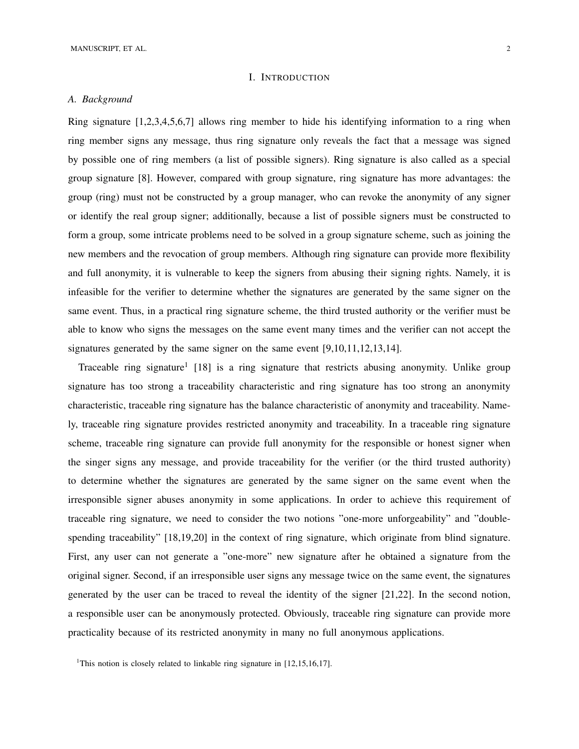## I. Introduction

### *A. Background*

Ring signature [1,2,3,4,5,6,7] allows ring member to hide his identifying information to a ring when ring member signs any message, thus ring signature only reveals the fact that a message was signed by possible one of ring members (a list of possible signers). Ring signature is also called as a special group signature [8]. However, compared with group signature, ring signature has more advantages: the group (ring) must not be constructed by a group manager, who can revoke the anonymity of any signer or identify the real group signer; additionally, because a list of possible signers must be constructed to form a group, some intricate problems need to be solved in a group signature scheme, such as joining the new members and the revocation of group members. Although ring signature can provide more flexibility and full anonymity, it is vulnerable to keep the signers from abusing their signing rights. Namely, it is infeasible for the verifier to determine whether the signatures are generated by the same signer on the same event. Thus, in a practical ring signature scheme, the third trusted authority or the verifier must be able to know who signs the messages on the same event many times and the verifier can not accept the signatures generated by the same signer on the same event [9,10,11,12,13,14].

Traceable ring signature[1] [18] is a ring signature that restricts abusing anonymity. Unlike group signature has too strong a traceability characteristic and ring signature has too strong an anonymity characteristic, traceable ring signature has the balance characteristic of anonymity and traceability. Namely, traceable ring signature provides restricted anonymity and traceability. In a traceable ring signature scheme, traceable ring signature can provide full anonymity for the responsible or honest signer when the singer signs any message, and provide traceability for the verifier (or the third trusted authority) to determine whether the signatures are generated by the same signer on the same event when the irresponsible signer abuses anonymity in some applications. In order to achieve this requirement of traceable ring signature, we need to consider the two notions "one-more unforgeability" and "double-spending traceability" [18,19,20] in the context of ring signature, which originate from blind signature. First, any user can not generate a "one-more" new signature after he obtained a signature from the original signer. Second, if an irresponsible user signs any message twice on the same event, the signatures generated by the user can be traced to reveal the identity of the signer [21,22]. In the second notion, a responsible user can be anonymously protected. Obviously, traceable ring signature can provide more practicality because of its restricted anonymity in many no full anonymous applications.

[1]This notion is closely related to linkable ring signature in [12,15,16,17].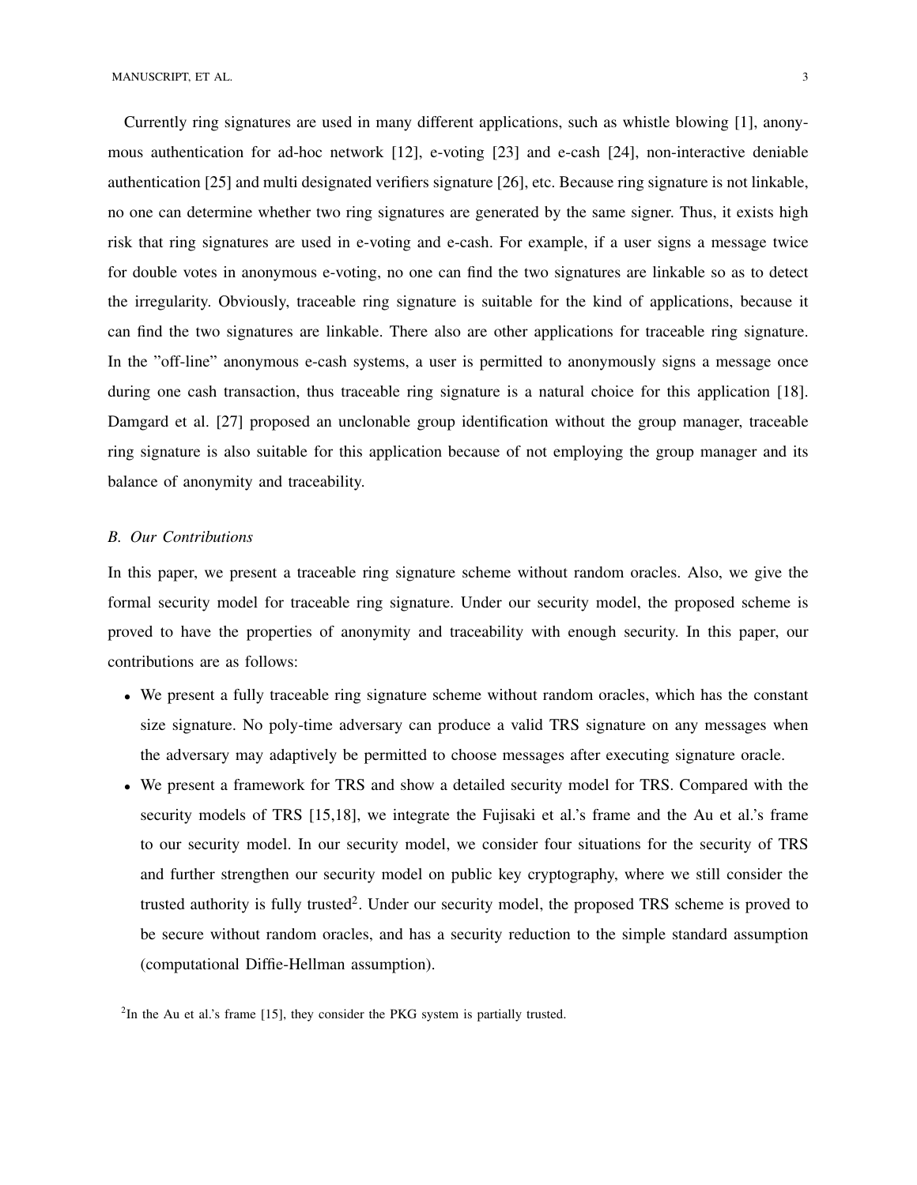Currently ring signatures are used in many different applications, such as whistle blowing [1], anonymous authentication for ad-hoc network [12], e-voting [23] and e-cash [24], non-interactive deniable authentication [25] and multi designated verifiers signature [26], etc. Because ring signature is not linkable, no one can determine whether two ring signatures are generated by the same signer. Thus, it exists high risk that ring signatures are used in e-voting and e-cash. For example, if a user signs a message twice for double votes in anonymous e-voting, no one can find the two signatures are linkable so as to detect the irregularity. Obviously, traceable ring signature is suitable for the kind of applications, because it can find the two signatures are linkable. There also are other applications for traceable ring signature. In the "off-line" anonymous e-cash systems, a user is permitted to anonymously signs a message once during one cash transaction, thus traceable ring signature is a natural choice for this application [18]. Damgard et al. [27] proposed an unclonable group identification without the group manager, traceable ring signature is also suitable for this application because of not employing the group manager and its balance of anonymity and traceability.

### *B. Our Contributions*

In this paper, we present a traceable ring signature scheme without random oracles. Also, we give the formal security model for traceable ring signature. Under our security model, the proposed scheme is proved to have the properties of anonymity and traceability with enough security. In this paper, our contributions are as follows:

- We present a fully traceable ring signature scheme without random oracles, which has the constant size signature. No poly-time adversary can produce a valid TRS signature on any messages when the adversary may adaptively be permitted to choose messages after executing signature oracle.
- We present a framework for TRS and show a detailed security model for TRS. Compared with the security models of TRS [15,18], we integrate the Fujisaki et al.'s frame and the Au et al.'s frame to our security model. In our security model, we consider four situations for the security of TRS and further strengthen our security model on public key cryptography, where we still consider the trusted authority is fully trusted[2]. Under our security model, the proposed TRS scheme is proved to be secure without random oracles, and has a security reduction to the simple standard assumption (computational Diffie-Hellman assumption).

[2]In the Au et al.'s frame [15], they consider the PKG system is partially trusted.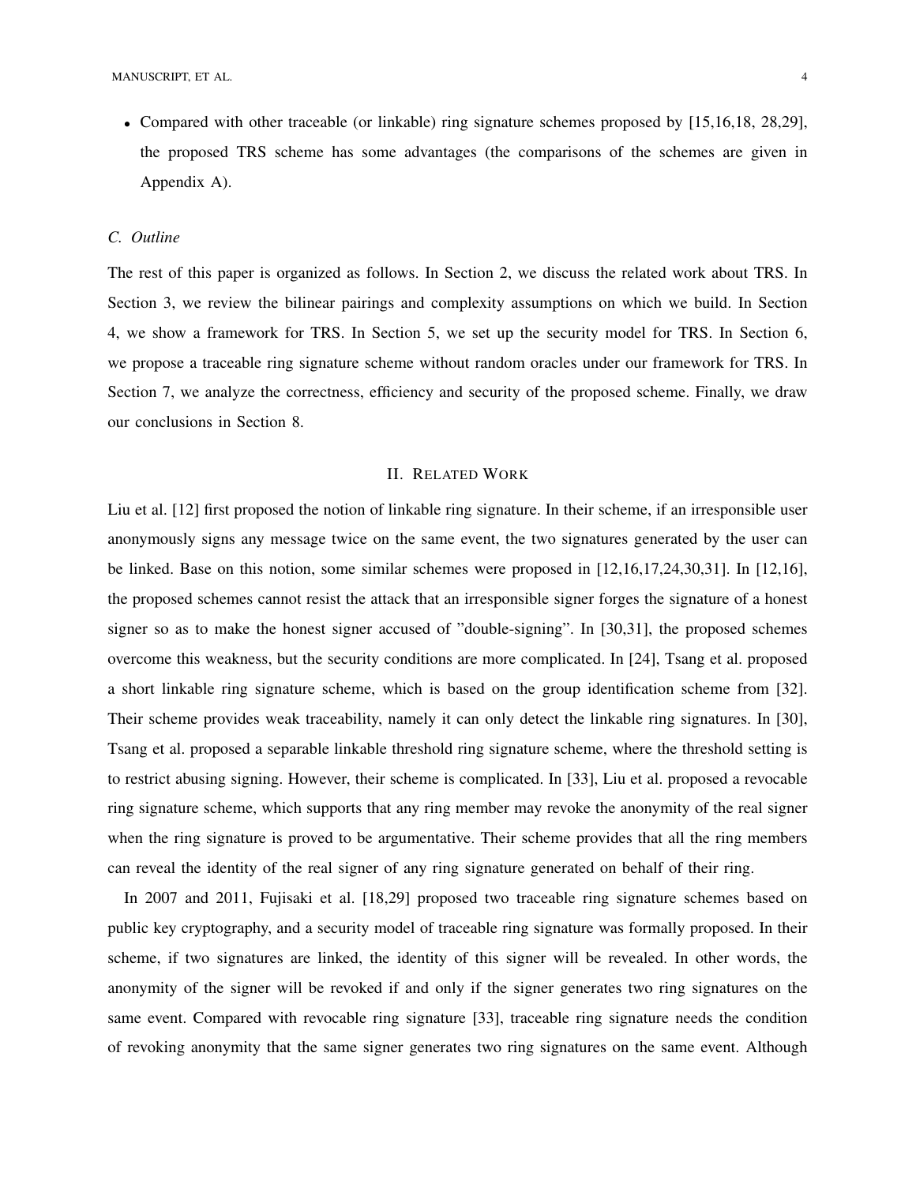- Compared with other traceable (or linkable) ring signature schemes proposed by [15,16,18, 28,29], the proposed TRS scheme has some advantages (the comparisons of the schemes are given in Appendix A).

### *C. Outline*

The rest of this paper is organized as follows. In Section 2, we discuss the related work about TRS. In Section 3, we review the bilinear pairings and complexity assumptions on which we build. In Section 4, we show a framework for TRS. In Section 5, we set up the security model for TRS. In Section 6, we propose a traceable ring signature scheme without random oracles under our framework for TRS. In Section 7, we analyze the correctness, efficiency and security of the proposed scheme. Finally, we draw our conclusions in Section 8.

## II. Related Work

Liu et al. [12] first proposed the notion of linkable ring signature. In their scheme, if an irresponsible user anonymously signs any message twice on the same event, the two signatures generated by the user can be linked. Base on this notion, some similar schemes were proposed in [12,16,17,24,30,31]. In [12,16], the proposed schemes cannot resist the attack that an irresponsible signer forges the signature of a honest signer so as to make the honest signer accused of "double-signing". In [30,31], the proposed schemes overcome this weakness, but the security conditions are more complicated. In [24], Tsang et al. proposed a short linkable ring signature scheme, which is based on the group identification scheme from [32]. Their scheme provides weak traceability, namely it can only detect the linkable ring signatures. In [30], Tsang et al. proposed a separable linkable threshold ring signature scheme, where the threshold setting is to restrict abusing signing. However, their scheme is complicated. In [33], Liu et al. proposed a revocable ring signature scheme, which supports that any ring member may revoke the anonymity of the real signer when the ring signature is proved to be argumentative. Their scheme provides that all the ring members can reveal the identity of the real signer of any ring signature generated on behalf of their ring.

In 2007 and 2011, Fujisaki et al. [18,29] proposed two traceable ring signature schemes based on public key cryptography, and a security model of traceable ring signature was formally proposed. In their scheme, if two signatures are linked, the identity of this signer will be revealed. In other words, the anonymity of the signer will be revoked if and only if the signer generates two ring signatures on the same event. Compared with revocable ring signature [33], traceable ring signature needs the condition of revoking anonymity that the same signer generates two ring signatures on the same event. Although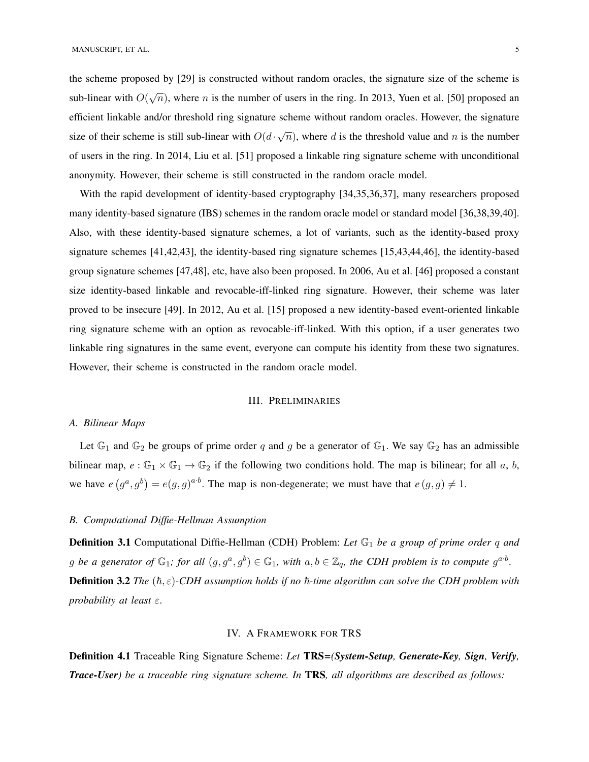the scheme proposed by [29] is constructed without random oracles, the signature size of the scheme is sub-linear with $O(\sqrt{n})$, where $n$ is the number of users in the ring. In 2013, Yuen et al. [50] proposed an efficient linkable and/or threshold ring signature scheme without random oracles. However, the signature size of their scheme is still sub-linear with $O(d \cdot \sqrt{n})$, where $d$ is the threshold value and $n$ is the number of users in the ring. In 2014, Liu et al. [51] proposed a linkable ring signature scheme with unconditional anonymity. However, their scheme is still constructed in the random oracle model.

With the rapid development of identity-based cryptography [34,35,36,37], many researchers proposed many identity-based signature (IBS) schemes in the random oracle model or standard model [36,38,39,40]. Also, with these identity-based signature schemes, a lot of variants, such as the identity-based proxy signature schemes [41,42,43], the identity-based ring signature schemes [15,43,44,46], the identity-based group signature schemes [47,48], etc, have also been proposed. In 2006, Au et al. [46] proposed a constant size identity-based linkable and revocable-iff-linked ring signature. However, their scheme was later proved to be insecure [49]. In 2012, Au et al. [15] proposed a new identity-based event-oriented linkable ring signature scheme with an option as revocable-iff-linked. With this option, if a user generates two linkable ring signatures in the same event, everyone can compute his identity from these two signatures. However, their scheme is constructed in the random oracle model.

## III. Preliminaries

### A. Bilinear Maps

Let $\mathbb{G}_1$ and $\mathbb{G}_2$ be groups of prime order $q$ and $g$ be a generator of $\mathbb{G}_1$. We say $\mathbb{G}_2$ has an admissible bilinear map, $e : \mathbb{G}_1 \times \mathbb{G}_1 \rightarrow \mathbb{G}_2$ if the following two conditions hold. The map is bilinear; for all $a$, $b$, we have $e\left(g^a, g^b\right) = e(g, g)^{a \cdot b}$. The map is non-degenerate; we must have that $e\left(g, g\right) \neq 1$.

### B. Computational Diffie-Hellman Assumption

**Definition 3.1** Computational Diffie-Hellman (CDH) Problem: *Let $\mathbb{G}_1$ be a group of prime order $q$ and $g$ be a generator of $\mathbb{G}_1$; for all $(g, g^a, g^b) \in \mathbb{G}_1$, with $a, b \in \mathbb{Z}_q$, the CDH problem is to compute $g^{a \cdot b}$.*

**Definition 3.2** *The $(\hbar, \varepsilon)$-CDH assumption holds if no $\hbar$-time algorithm can solve the CDH problem with probability at least $\varepsilon$.*

## IV. A Framework for TRS

**Definition 4.1** Traceable Ring Signature Scheme: *Let* **TRS***=(**System-Setup**, **Generate-Key**, **Sign**, **Verify**, **Trace-User**) be a traceable ring signature scheme. In* **TRS***, all algorithms are described as follows:*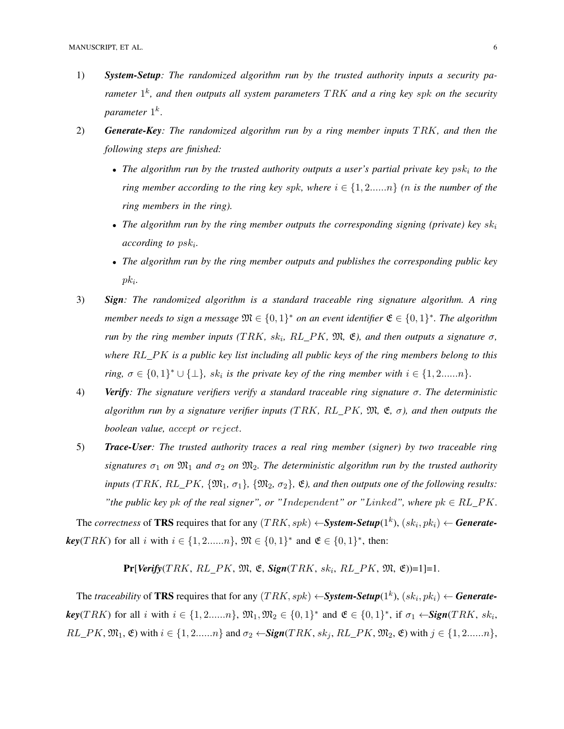1) ***System-Setup**: The randomized algorithm run by the trusted authority inputs a security parameter $1^k$, and then outputs all system parameters $TRK$ and a ring key $spk$ on the security parameter $1^k$.*

2) ***Generate-Key**: The randomized algorithm run by a ring member inputs $TRK$, and then the following steps are finished:*
   - *The algorithm run by the trusted authority outputs a user's partial private key $psk_i$ to the ring member according to the ring key $spk$, where $i \in \{1, 2......n\}$ ($n$ is the number of the ring members in the ring).*
   - *The algorithm run by the ring member outputs the corresponding signing (private) key $sk_i$ according to $psk_i$.*
   - *The algorithm run by the ring member outputs and publishes the corresponding public key $pk_i$.*

3) ***Sign**: The randomized algorithm is a standard traceable ring signature algorithm. A ring member needs to sign a message $\mathfrak{M} \in \{0,1\}^*$ on an event identifier $\mathfrak{E} \in \{0,1\}^*$. The algorithm run by the ring member inputs ($TRK$, $sk_i$, $RL\_PK$, $\mathfrak{M}$, $\mathfrak{E}$), and then outputs a signature $\sigma$, where $RL\_PK$ is a public key list including all public keys of the ring members belong to this ring, $\sigma \in \{0,1\}^* \cup \{\perp\}$, $sk_i$ is the private key of the ring member with $i \in \{1, 2......n\}$.*

4) ***Verify**: The signature verifiers verify a standard traceable ring signature $\sigma$. The deterministic algorithm run by a signature verifier inputs ($TRK$, $RL\_PK$, $\mathfrak{M}$, $\mathfrak{E}$, $\sigma$), and then outputs the boolean value, $accept$ or $reject$.*

5) ***Trace-User**: The trusted authority traces a real ring member (signer) by two traceable ring signatures $\sigma_1$ on $\mathfrak{M}_1$ and $\sigma_2$ on $\mathfrak{M}_2$. The deterministic algorithm run by the trusted authority inputs ($TRK$, $RL\_PK$, $\{\mathfrak{M}_1, \sigma_1\}$, $\{\mathfrak{M}_2, \sigma_2\}$, $\mathfrak{E}$), and then outputs one of the following results: "the public key $pk$ of the real signer", or "$Independent$" or "$Linked$", where $pk \in RL\_PK$.*

The *correctness* of **TRS** requires that for any $(TRK, spk) \leftarrow$***System-Setup***$(1^k)$, $(sk_i, pk_i) \leftarrow$ ***Generate-key***$(TRK)$ for all $i$ with $i \in \{1, 2......n\}$, $\mathfrak{M} \in \{0,1\}^*$ and $\mathfrak{E} \in \{0,1\}^*$, then:

$$\mathbf{Pr}[\textbf{\textit{Verify}}(TRK,\ RL\_PK,\ \mathfrak{M},\ \mathfrak{E},\ \textbf{\textit{Sign}}(TRK,\ sk_i,\ RL\_PK,\ \mathfrak{M},\ \mathfrak{E}))=1]=1.$$

The *traceability* of **TRS** requires that for any $(TRK, spk) \leftarrow$***System-Setup***$(1^k)$, $(sk_i, pk_i) \leftarrow$ ***Generate-key***$(TRK)$ for all $i$ with $i \in \{1, 2......n\}$, $\mathfrak{M}_1, \mathfrak{M}_2 \in \{0,1\}^*$ and $\mathfrak{E} \in \{0,1\}^*$, if $\sigma_1 \leftarrow$***Sign***$(TRK$, $sk_i$, $RL\_PK$, $\mathfrak{M}_1$, $\mathfrak{E})$ with $i \in \{1, 2......n\}$ and $\sigma_2 \leftarrow$***Sign***$(TRK$, $sk_j$, $RL\_PK$, $\mathfrak{M}_2$, $\mathfrak{E})$ with $j \in \{1, 2......n\}$,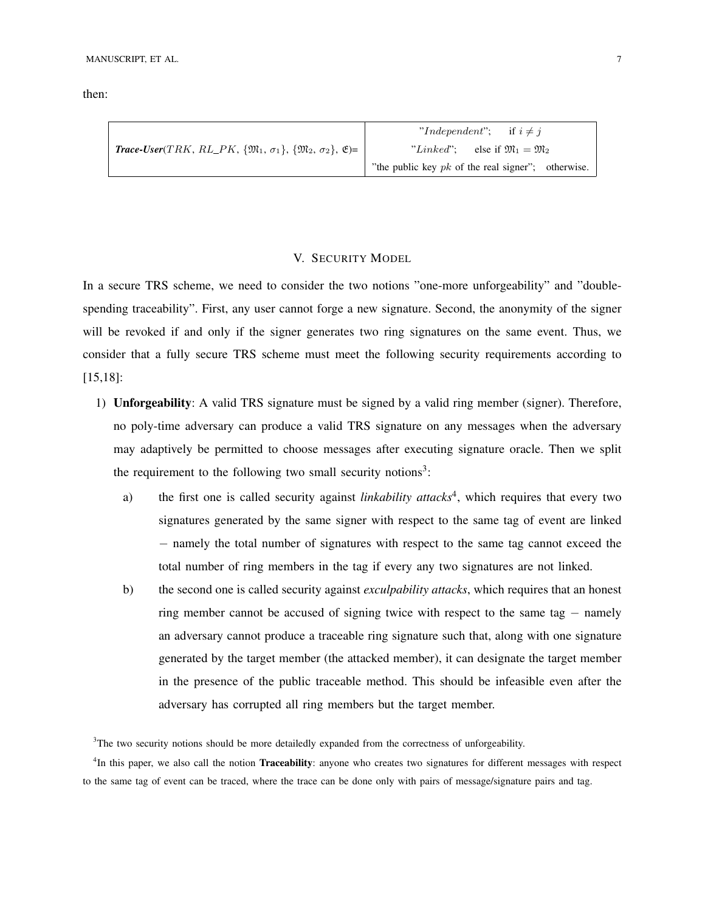then:

| **Trace-User**($TRK$, $RL\_PK$, $\{\mathfrak{M}_1, \sigma_1\}$, $\{\mathfrak{M}_2, \sigma_2\}$, $\mathfrak{E}$)= | "$Independent$"; if $i \neq j$ |
|---|---|
| | "$Linked$"; else if $\mathfrak{M}_1 = \mathfrak{M}_2$ |
| | "the public key $pk$ of the real signer"; otherwise. |

## V. Security Model

In a secure TRS scheme, we need to consider the two notions "one-more unforgeability" and "double-spending traceability". First, any user cannot forge a new signature. Second, the anonymity of the signer will be revoked if and only if the signer generates two ring signatures on the same event. Thus, we consider that a fully secure TRS scheme must meet the following security requirements according to [15,18]:

1) **Unforgeability**: A valid TRS signature must be signed by a valid ring member (signer). Therefore, no poly-time adversary can produce a valid TRS signature on any messages when the adversary may adaptively be permitted to choose messages after executing signature oracle. Then we split the requirement to the following two small security notions[3]:

   a) the first one is called security against *linkability attacks*[4], which requires that every two signatures generated by the same signer with respect to the same tag of event are linked − namely the total number of signatures with respect to the same tag cannot exceed the total number of ring members in the tag if every any two signatures are not linked.

   b) the second one is called security against *exculpability attacks*, which requires that an honest ring member cannot be accused of signing twice with respect to the same tag − namely an adversary cannot produce a traceable ring signature such that, along with one signature generated by the target member (the attacked member), it can designate the target member in the presence of the public traceable method. This should be infeasible even after the adversary has corrupted all ring members but the target member.

[3]The two security notions should be more detailedly expanded from the correctness of unforgeability.

[4]In this paper, we also call the notion **Traceability**: anyone who creates two signatures for different messages with respect to the same tag of event can be traced, where the trace can be done only with pairs of message/signature pairs and tag.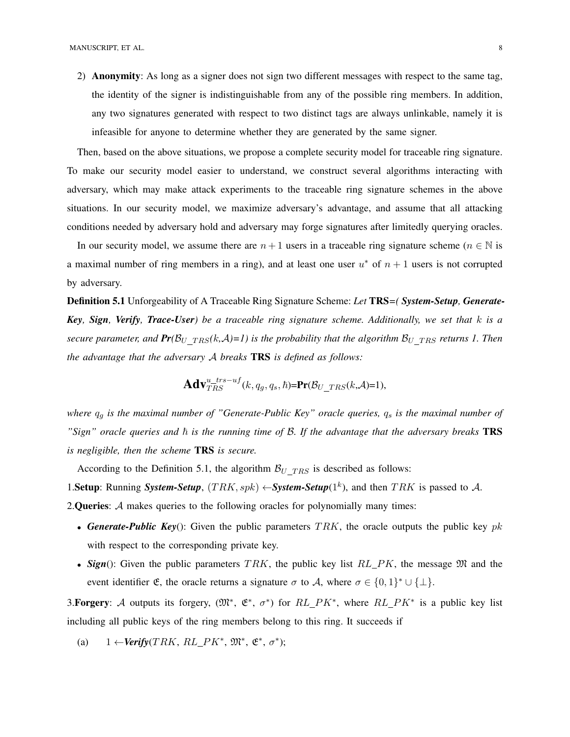2) **Anonymity**: As long as a signer does not sign two different messages with respect to the same tag, the identity of the signer is indistinguishable from any of the possible ring members. In addition, any two signatures generated with respect to two distinct tags are always unlinkable, namely it is infeasible for anyone to determine whether they are generated by the same signer.

Then, based on the above situations, we propose a complete security model for traceable ring signature. To make our security model easier to understand, we construct several algorithms interacting with adversary, which may make attack experiments to the traceable ring signature schemes in the above situations. In our security model, we maximize adversary's advantage, and assume that all attacking conditions needed by adversary hold and adversary may forge signatures after limitedly querying oracles.

In our security model, we assume there are $n+1$ users in a traceable ring signature scheme ($n \in \mathbb{N}$ is a maximal number of ring members in a ring), and at least one user $u^*$ of $n+1$ users is not corrupted by adversary.

**Definition 5.1** Unforgeability of A Traceable Ring Signature Scheme: *Let* **TRS**=*(* ***System-Setup***, ***Generate-Key***, ***Sign***, ***Verify***, ***Trace-User***) *be a traceable ring signature scheme. Additionally, we set that $k$ is a secure parameter, and* ***Pr***($\mathcal{B}_{U\_TRS}(k,\mathcal{A})$=1) *is the probability that the algorithm $\mathcal{B}_{U\_TRS}$ returns 1. Then the advantage that the adversary $\mathcal{A}$ breaks* **TRS** *is defined as follows:*

$$\mathbf{Adv}_{TRS}^{u\_trs-uf}(k, q_g, q_s, \hbar)=\mathbf{Pr}(\mathcal{B}_{U\_TRS}(k,\mathcal{A})=1),$$

*where $q_g$ is the maximal number of "Generate-Public Key" oracle queries, $q_s$ is the maximal number of "Sign" oracle queries and $\hbar$ is the running time of $\mathcal{B}$. If the advantage that the adversary breaks* **TRS** *is negligible, then the scheme* **TRS** *is secure.*

According to the Definition 5.1, the algorithm $\mathcal{B}_{U\_TRS}$ is described as follows:

1.**Setup**: Running ***System-Setup***, $(TRK, spk) \leftarrow$***System-Setup***$(1^k)$, and then $TRK$ is passed to $\mathcal{A}$.

2.**Queries**: $\mathcal{A}$ makes queries to the following oracles for polynomially many times:

- ***Generate-Public Key***(): Given the public parameters $TRK$, the oracle outputs the public key $pk$ with respect to the corresponding private key.
- ***Sign***(): Given the public parameters $TRK$, the public key list $RL\_PK$, the message $\mathfrak{M}$ and the event identifier $\mathfrak{E}$, the oracle returns a signature $\sigma$ to $\mathcal{A}$, where $\sigma \in \{0,1\}^* \cup \{\perp\}$.

3.**Forgery**: $\mathcal{A}$ outputs its forgery, ($\mathfrak{M}^*$, $\mathfrak{E}^*$, $\sigma^*$) for $RL\_PK^*$, where $RL\_PK^*$ is a public key list including all public keys of the ring members belong to this ring. It succeeds if

(a) $1 \leftarrow$***Verify***($TRK$, $RL\_PK^*$, $\mathfrak{M}^*$, $\mathfrak{E}^*$, $\sigma^*$);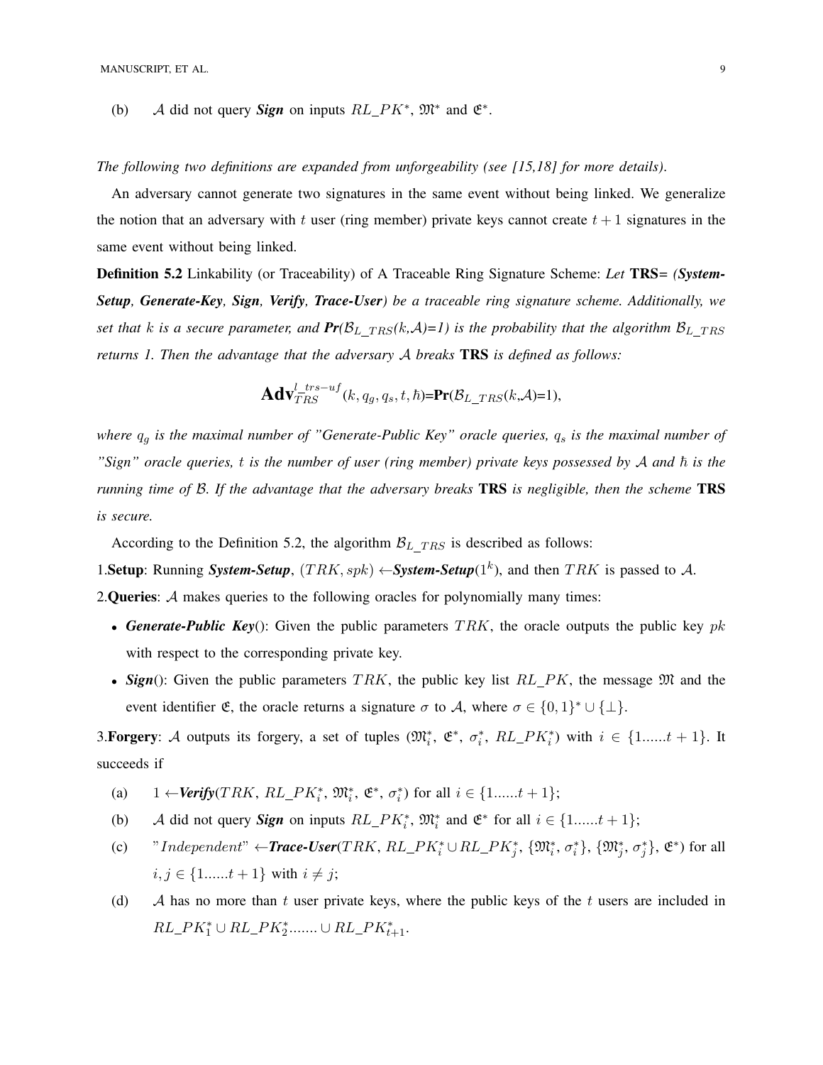(b) $\mathcal{A}$ did not query ***Sign*** on inputs $RL\_PK^*$, $\mathfrak{M}^*$ and $\mathfrak{E}^*$.

*The following two definitions are expanded from unforgeability (see [15,18] for more details).*

An adversary cannot generate two signatures in the same event without being linked. We generalize the notion that an adversary with $t$ user (ring member) private keys cannot create $t+1$ signatures in the same event without being linked.

**Definition 5.2** Linkability (or Traceability) of A Traceable Ring Signature Scheme: *Let* **TRS**= *(**System-Setup**, **Generate-Key**, **Sign**, **Verify**, **Trace-User**) be a traceable ring signature scheme. Additionally, we set that $k$ is a secure parameter, and **Pr**($\mathcal{B}_{L\_TRS}(k,\mathcal{A})$=1) is the probability that the algorithm $\mathcal{B}_{L\_TRS}$ returns 1. Then the advantage that the adversary $\mathcal{A}$ breaks* **TRS** *is defined as follows:*

$$\mathbf{Adv}_{TRS}^{l\_trs-uf}(k, q_g, q_s, t, \hbar)=\mathbf{Pr}(\mathcal{B}_{L\_TRS}(k,\mathcal{A})=1),$$

*where $q_g$ is the maximal number of "Generate-Public Key" oracle queries, $q_s$ is the maximal number of "Sign" oracle queries, $t$ is the number of user (ring member) private keys possessed by $\mathcal{A}$ and $\hbar$ is the running time of $\mathcal{B}$. If the advantage that the adversary breaks* **TRS** *is negligible, then the scheme* **TRS** *is secure.*

According to the Definition 5.2, the algorithm $\mathcal{B}_{L\_TRS}$ is described as follows:

1.**Setup**: Running ***System-Setup***, $(TRK, spk) \leftarrow$***System-Setup***$(1^k)$, and then $TRK$ is passed to $\mathcal{A}$.

2.**Queries**: $\mathcal{A}$ makes queries to the following oracles for polynomially many times:

- ***Generate-Public Key***(): Given the public parameters $TRK$, the oracle outputs the public key $pk$ with respect to the corresponding private key.
- ***Sign***(): Given the public parameters $TRK$, the public key list $RL\_PK$, the message $\mathfrak{M}$ and the event identifier $\mathfrak{E}$, the oracle returns a signature $\sigma$ to $\mathcal{A}$, where $\sigma \in \{0,1\}^* \cup \{\perp\}$.

3.**Forgery**: $\mathcal{A}$ outputs its forgery, a set of tuples ($\mathfrak{M}_i^*$, $\mathfrak{E}^*$, $\sigma_i^*$, $RL\_PK_i^*$) with $i \in \{1......t+1\}$. It succeeds if

(a) $1 \leftarrow$***Verify***($TRK$, $RL\_PK_i^*$, $\mathfrak{M}_i^*$, $\mathfrak{E}^*$, $\sigma_i^*$) for all $i \in \{1......t+1\}$;

(b) $\mathcal{A}$ did not query ***Sign*** on inputs $RL\_PK_i^*$, $\mathfrak{M}_i^*$ and $\mathfrak{E}^*$ for all $i \in \{1......t+1\}$;

(c) "$Independent$" $\leftarrow$***Trace-User***($TRK$, $RL\_PK_i^* \cup RL\_PK_j^*$, $\{\mathfrak{M}_i^*, \sigma_i^*\}$, $\{\mathfrak{M}_j^*, \sigma_j^*\}$, $\mathfrak{E}^*$) for all $i, j \in \{1......t+1\}$ with $i \neq j$;

(d) $\mathcal{A}$ has no more than $t$ user private keys, where the public keys of the $t$ users are included in $RL\_PK_1^* \cup RL\_PK_2^*....... \cup RL\_PK_{t+1}^*$.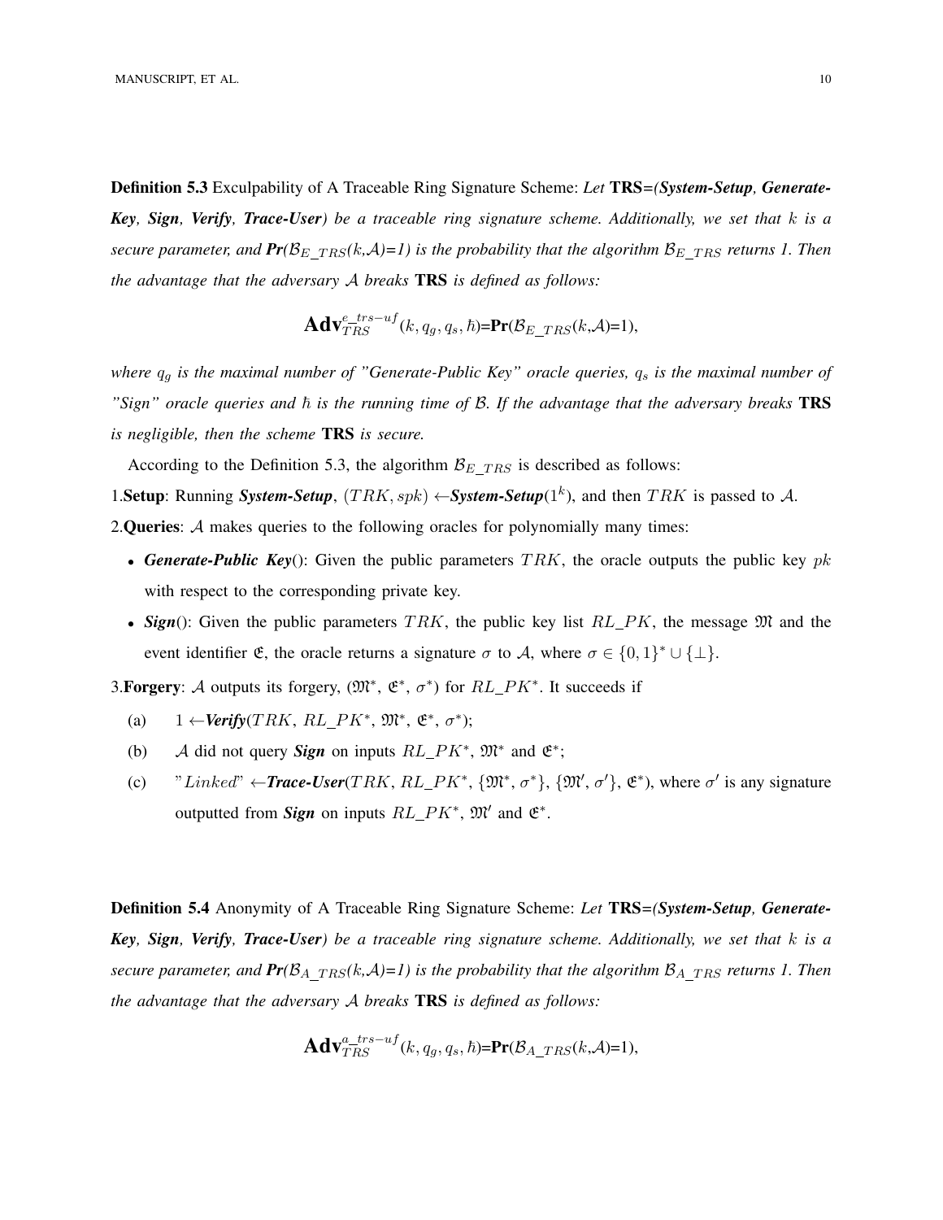**Definition 5.3** Exculpability of A Traceable Ring Signature Scheme: *Let* **TRS**=*(**System-Setup**, **Generate-Key**, **Sign**, **Verify**, **Trace-User**) be a traceable ring signature scheme. Additionally, we set that $k$ is a secure parameter, and **Pr**($\mathcal{B}_{E\_TRS}$(k,$\mathcal{A}$)=1) is the probability that the algorithm $\mathcal{B}_{E\_TRS}$ returns 1. Then the advantage that the adversary $\mathcal{A}$ breaks* **TRS** *is defined as follows:*

$$\mathbf{Adv}_{TRS}^{e\_trs-uf}(k, q_g, q_s, \hbar)\text{=}\mathbf{Pr}(\mathcal{B}_{E\_TRS}(k,\mathcal{A})\text{=}1),$$

*where $q_g$ is the maximal number of "Generate-Public Key" oracle queries, $q_s$ is the maximal number of "Sign" oracle queries and $\hbar$ is the running time of $\mathcal{B}$. If the advantage that the adversary breaks* **TRS** *is negligible, then the scheme* **TRS** *is secure.*

According to the Definition 5.3, the algorithm $\mathcal{B}_{E\_TRS}$ is described as follows:

1.**Setup**: Running ***System-Setup***, $(TRK, spk) \leftarrow$***System-Setup***$(1^k)$, and then $TRK$ is passed to $\mathcal{A}$.

2.**Queries**: $\mathcal{A}$ makes queries to the following oracles for polynomially many times:

- ***Generate-Public Key***(): Given the public parameters $TRK$, the oracle outputs the public key $pk$ with respect to the corresponding private key.
- ***Sign***(): Given the public parameters $TRK$, the public key list $RL\_PK$, the message $\mathfrak{M}$ and the event identifier $\mathfrak{E}$, the oracle returns a signature $\sigma$ to $\mathcal{A}$, where $\sigma \in \{0,1\}^* \cup \{\perp\}$.

3.**Forgery**: $\mathcal{A}$ outputs its forgery, ($\mathfrak{M}^*$, $\mathfrak{E}^*$, $\sigma^*$) for $RL\_PK^*$. It succeeds if

(a) $1 \leftarrow$***Verify***($TRK$, $RL\_PK^*$, $\mathfrak{M}^*$, $\mathfrak{E}^*$, $\sigma^*$);

(b) $\mathcal{A}$ did not query ***Sign*** on inputs $RL\_PK^*$, $\mathfrak{M}^*$ and $\mathfrak{E}^*$;

(c) "$Linked$" $\leftarrow$***Trace-User***($TRK$, $RL\_PK^*$, $\{\mathfrak{M}^*, \sigma^*\}$, $\{\mathfrak{M}', \sigma'\}$, $\mathfrak{E}^*$), where $\sigma'$ is any signature outputted from ***Sign*** on inputs $RL\_PK^*$, $\mathfrak{M}'$ and $\mathfrak{E}^*$.

**Definition 5.4** Anonymity of A Traceable Ring Signature Scheme: *Let* **TRS**=*(**System-Setup**, **Generate-Key**, **Sign**, **Verify**, **Trace-User**) be a traceable ring signature scheme. Additionally, we set that $k$ is a secure parameter, and **Pr**($\mathcal{B}_{A\_TRS}$(k,$\mathcal{A}$)=1) is the probability that the algorithm $\mathcal{B}_{A\_TRS}$ returns 1. Then the advantage that the adversary $\mathcal{A}$ breaks* **TRS** *is defined as follows:*

$$\mathbf{Adv}_{TRS}^{a\_trs-uf}(k, q_g, q_s, \hbar)\text{=}\mathbf{Pr}(\mathcal{B}_{A\_TRS}(k,\mathcal{A})\text{=}1),$$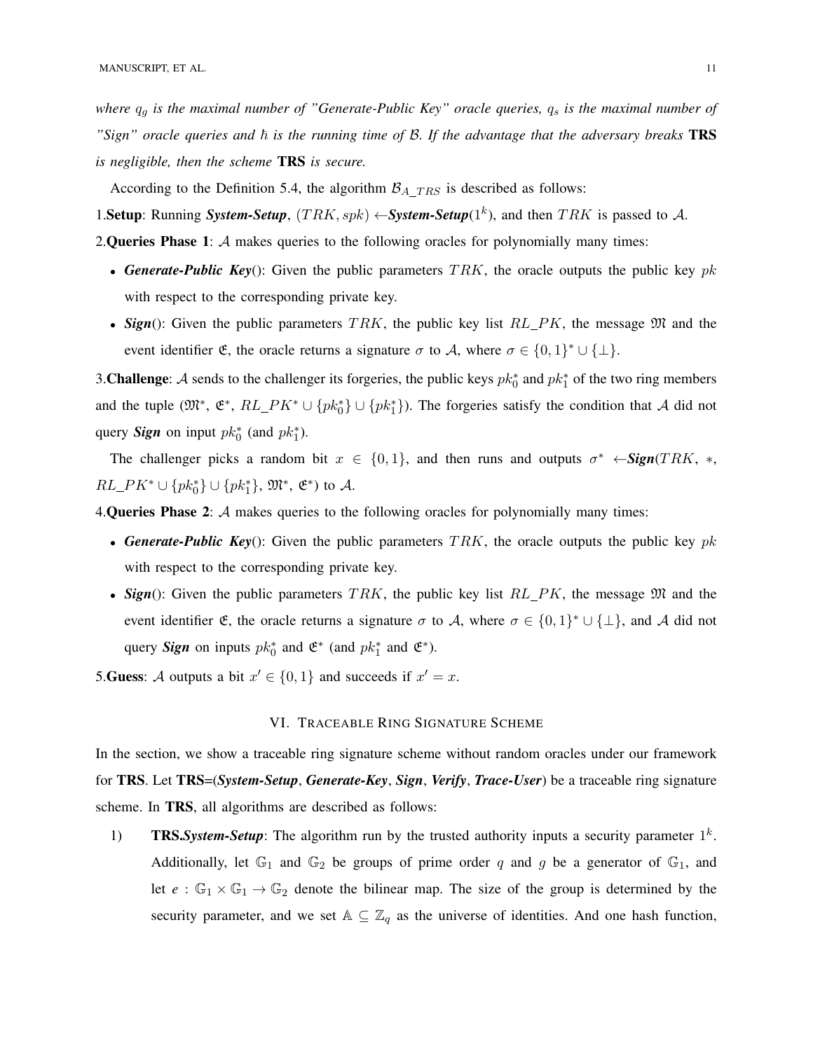*where $q_g$ is the maximal number of "Generate-Public Key" oracle queries, $q_s$ is the maximal number of "Sign" oracle queries and $\hbar$ is the running time of $\mathcal{B}$. If the advantage that the adversary breaks* **TRS** *is negligible, then the scheme* **TRS** *is secure.*

According to the Definition 5.4, the algorithm $\mathcal{B}_{A\_TRS}$ is described as follows:

1.**Setup**: Running ***System-Setup***, $(TRK, spk) \leftarrow$***System-Setup***$(1^k)$, and then $TRK$ is passed to $\mathcal{A}$.

2.**Queries Phase 1**: $\mathcal{A}$ makes queries to the following oracles for polynomially many times:

- ***Generate-Public Key***(): Given the public parameters $TRK$, the oracle outputs the public key $pk$ with respect to the corresponding private key.
- ***Sign***(): Given the public parameters $TRK$, the public key list $RL\_PK$, the message $\mathfrak{M}$ and the event identifier $\mathfrak{E}$, the oracle returns a signature $\sigma$ to $\mathcal{A}$, where $\sigma \in \{0,1\}^* \cup \{\perp\}$.

3.**Challenge**: $\mathcal{A}$ sends to the challenger its forgeries, the public keys $pk_0^*$ and $pk_1^*$ of the two ring members and the tuple ($\mathfrak{M}^*$, $\mathfrak{E}^*$, $RL\_PK^* \cup \{pk_0^*\} \cup \{pk_1^*\}$). The forgeries satisfy the condition that $\mathcal{A}$ did not query ***Sign*** on input $pk_0^*$ (and $pk_1^*$).

The challenger picks a random bit $x \in \{0,1\}$, and then runs and outputs $\sigma^* \leftarrow$***Sign***$(TRK, *, RL\_PK^* \cup \{pk_0^*\} \cup \{pk_1^*\}, \mathfrak{M}^*, \mathfrak{E}^*)$ to $\mathcal{A}$.

4.**Queries Phase 2**: $\mathcal{A}$ makes queries to the following oracles for polynomially many times:

- ***Generate-Public Key***(): Given the public parameters $TRK$, the oracle outputs the public key $pk$ with respect to the corresponding private key.
- ***Sign***(): Given the public parameters $TRK$, the public key list $RL\_PK$, the message $\mathfrak{M}$ and the event identifier $\mathfrak{E}$, the oracle returns a signature $\sigma$ to $\mathcal{A}$, where $\sigma \in \{0,1\}^* \cup \{\perp\}$, and $\mathcal{A}$ did not query ***Sign*** on inputs $pk_0^*$ and $\mathfrak{E}^*$ (and $pk_1^*$ and $\mathfrak{E}^*$).

5.**Guess**: $\mathcal{A}$ outputs a bit $x' \in \{0,1\}$ and succeeds if $x' = x$.

## VI. Traceable Ring Signature Scheme

In the section, we show a traceable ring signature scheme without random oracles under our framework for **TRS**. Let **TRS**=(***System-Setup***, ***Generate-Key***, ***Sign***, ***Verify***, ***Trace-User***) be a traceable ring signature scheme. In **TRS**, all algorithms are described as follows:

1) **TRS.*System-Setup***: The algorithm run by the trusted authority inputs a security parameter $1^k$. Additionally, let $\mathbb{G}_1$ and $\mathbb{G}_2$ be groups of prime order $q$ and $g$ be a generator of $\mathbb{G}_1$, and let $e : \mathbb{G}_1 \times \mathbb{G}_1 \rightarrow \mathbb{G}_2$ denote the bilinear map. The size of the group is determined by the security parameter, and we set $\mathbb{A} \subseteq \mathbb{Z}_q$ as the universe of identities. And one hash function,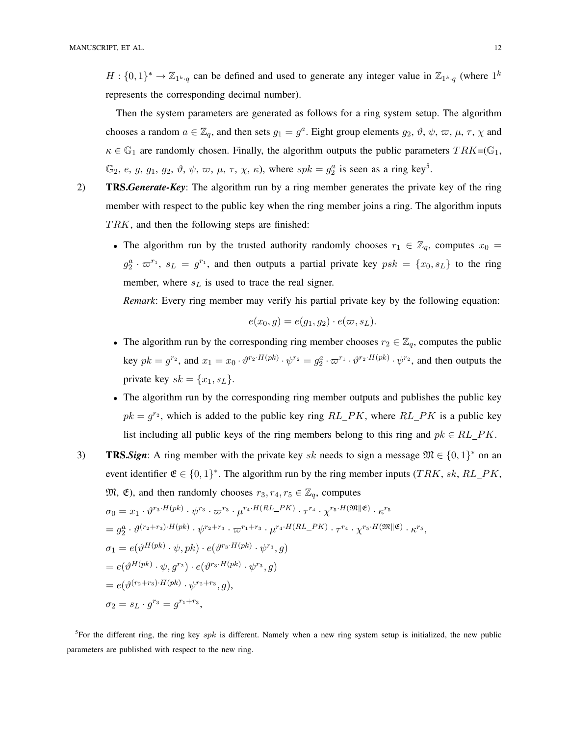$H : \{0,1\}^* \rightarrow \mathbb{Z}_{1^k \cdot q}$ can be defined and used to generate any integer value in $\mathbb{Z}_{1^k \cdot q}$ (where $1^k$ represents the corresponding decimal number).

Then the system parameters are generated as follows for a ring system setup. The algorithm chooses a random $a \in \mathbb{Z}_q$, and then sets $g_1 = g^a$. Eight group elements $g_2$, $\vartheta$, $\psi$, $\varpi$, $\mu$, $\tau$, $\chi$ and $\kappa \in \mathbb{G}_1$ are randomly chosen. Finally, the algorithm outputs the public parameters $TRK$=($\mathbb{G}_1$, $\mathbb{G}_2$, $e$, $g$, $g_1$, $g_2$, $\vartheta$, $\psi$, $\varpi$, $\mu$, $\tau$, $\chi$, $\kappa$), where $spk = g_2^a$ is seen as a ring key[5].

2) **TRS.*Generate-Key***: The algorithm run by a ring member generates the private key of the ring member with respect to the public key when the ring member joins a ring. The algorithm inputs $TRK$, and then the following steps are finished:

- The algorithm run by the trusted authority randomly chooses $r_1 \in \mathbb{Z}_q$, computes $x_0 = g_2^a \cdot \varpi^{r_1}$, $s_L = g^{r_1}$, and then outputs a partial private key $psk = \{x_0, s_L\}$ to the ring member, where $s_L$ is used to trace the real signer.

  *Remark*: Every ring member may verify his partial private key by the following equation:

$$e(x_0, g) = e(g_1, g_2) \cdot e(\varpi, s_L).$$

- The algorithm run by the corresponding ring member chooses $r_2 \in \mathbb{Z}_q$, computes the public key $pk = g^{r_2}$, and $x_1 = x_0 \cdot \vartheta^{r_2 \cdot H(pk)} \cdot \psi^{r_2} = g_2^a \cdot \varpi^{r_1} \cdot \vartheta^{r_2 \cdot H(pk)} \cdot \psi^{r_2}$, and then outputs the private key $sk = \{x_1, s_L\}$.
- The algorithm run by the corresponding ring member outputs and publishes the public key $pk = g^{r_2}$, which is added to the public key ring $RL\_PK$, where $RL\_PK$ is a public key list including all public keys of the ring members belong to this ring and $pk \in RL\_PK$.

3) **TRS.*Sign***: A ring member with the private key $sk$ needs to sign a message $\mathfrak{M} \in \{0,1\}^*$ on an event identifier $\mathfrak{E} \in \{0,1\}^*$. The algorithm run by the ring member inputs ($TRK$, $sk$, $RL\_PK$, $\mathfrak{M}$, $\mathfrak{E}$), and then randomly chooses $r_3, r_4, r_5 \in \mathbb{Z}_q$, computes

$$\begin{aligned}
\sigma_0 &= x_1 \cdot \vartheta^{r_3 \cdot H(pk)} \cdot \psi^{r_3} \cdot \varpi^{r_3} \cdot \mu^{r_4 \cdot H(RL\_PK)} \cdot \tau^{r_4} \cdot \chi^{r_5 \cdot H(\mathfrak{M} \| \mathfrak{E})} \cdot \kappa^{r_5} \\
&= g_2^a \cdot \vartheta^{(r_2+r_3) \cdot H(pk)} \cdot \psi^{r_2+r_3} \cdot \varpi^{r_1+r_3} \cdot \mu^{r_4 \cdot H(RL\_PK)} \cdot \tau^{r_4} \cdot \chi^{r_5 \cdot H(\mathfrak{M} \| \mathfrak{E})} \cdot \kappa^{r_5}, \\
\sigma_1 &= e(\vartheta^{H(pk)} \cdot \psi, pk) \cdot e(\vartheta^{r_3 \cdot H(pk)} \cdot \psi^{r_3}, g) \\
&= e(\vartheta^{H(pk)} \cdot \psi, g^{r_2}) \cdot e(\vartheta^{r_3 \cdot H(pk)} \cdot \psi^{r_3}, g) \\
&= e(\vartheta^{(r_2+r_3) \cdot H(pk)} \cdot \psi^{r_2+r_3}, g), \\
\sigma_2 &= s_L \cdot g^{r_3} = g^{r_1+r_3},
\end{aligned}$$

[5]For the different ring, the ring key $spk$ is different. Namely when a new ring system setup is initialized, the new public parameters are published with respect to the new ring.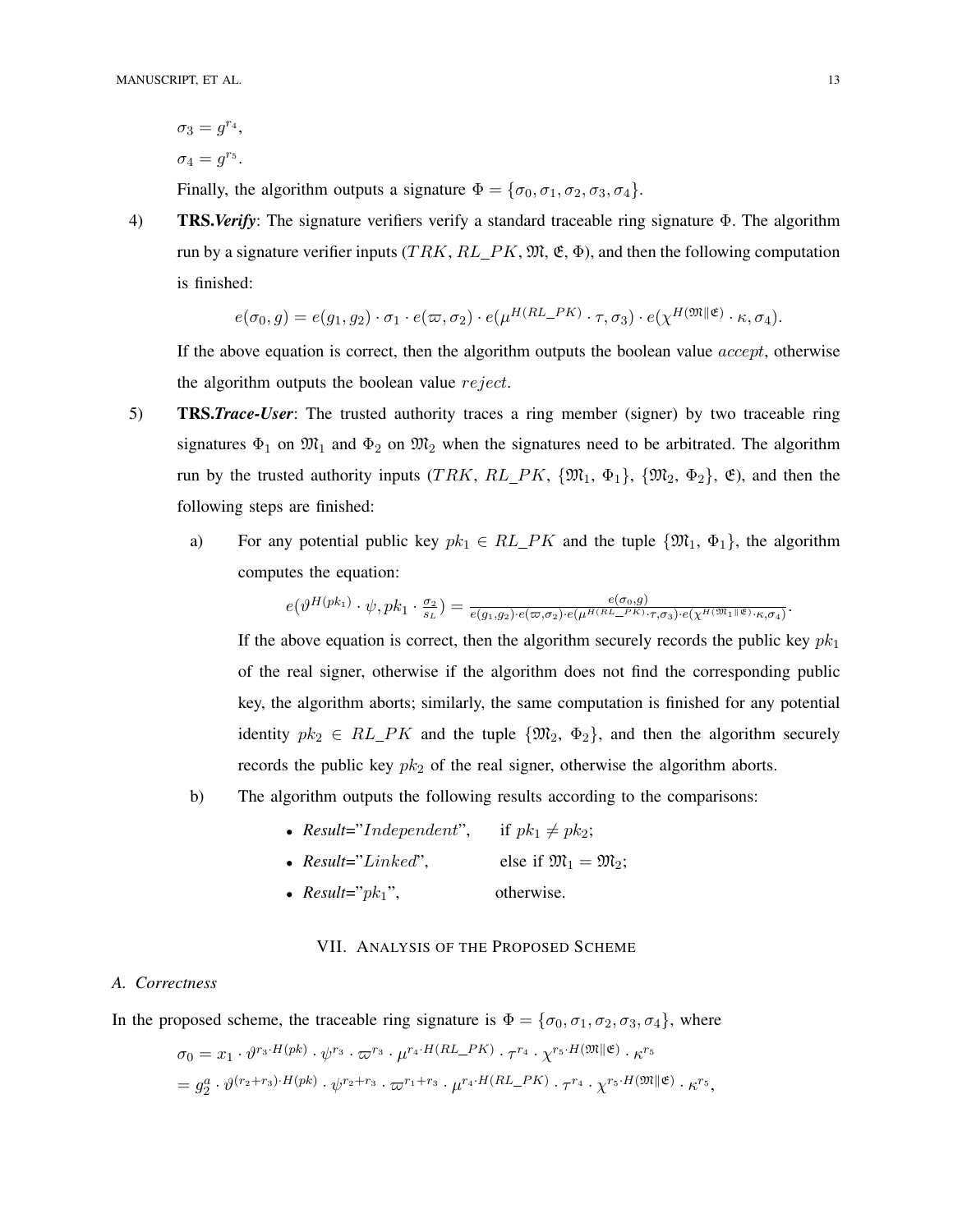$\sigma_3 = g^{r_4}$,

$\sigma_4 = g^{r_5}$.

Finally, the algorithm outputs a signature $\Phi = \{\sigma_0, \sigma_1, \sigma_2, \sigma_3, \sigma_4\}$.

4) **TRS.*Verify***: The signature verifiers verify a standard traceable ring signature $\Phi$. The algorithm run by a signature verifier inputs ($TRK$, $RL\_PK$, $\mathfrak{M}$, $\mathfrak{E}$, $\Phi$), and then the following computation is finished:

$$e(\sigma_0, g) = e(g_1, g_2) \cdot \sigma_1 \cdot e(\varpi, \sigma_2) \cdot e(\mu^{H(RL\_PK)} \cdot \tau, \sigma_3) \cdot e(\chi^{H(\mathfrak{M}\|\mathfrak{E})} \cdot \kappa, \sigma_4).$$

If the above equation is correct, then the algorithm outputs the boolean value $accept$, otherwise the algorithm outputs the boolean value $reject$.

5) **TRS.*Trace-User***: The trusted authority traces a ring member (signer) by two traceable ring signatures $\Phi_1$ on $\mathfrak{M}_1$ and $\Phi_2$ on $\mathfrak{M}_2$ when the signatures need to be arbitrated. The algorithm run by the trusted authority inputs ($TRK$, $RL\_PK$, $\{\mathfrak{M}_1, \Phi_1\}$, $\{\mathfrak{M}_2, \Phi_2\}$, $\mathfrak{E}$), and then the following steps are finished:

   a) For any potential public key $pk_1 \in RL\_PK$ and the tuple $\{\mathfrak{M}_1, \Phi_1\}$, the algorithm computes the equation:

   $$e(\vartheta^{H(pk_1)} \cdot \psi, pk_1 \cdot \frac{\sigma_2}{s_L}) = \frac{e(\sigma_0, g)}{e(g_1, g_2) \cdot e(\varpi, \sigma_2) \cdot e(\mu^{H(RL\_PK)} \cdot \tau, \sigma_3) \cdot e(\chi^{H(\mathfrak{M}_1\|\mathfrak{E})} \cdot \kappa, \sigma_4)}.$$

   If the above equation is correct, then the algorithm securely records the public key $pk_1$ of the real signer, otherwise if the algorithm does not find the corresponding public key, the algorithm aborts; similarly, the same computation is finished for any potential identity $pk_2 \in RL\_PK$ and the tuple $\{\mathfrak{M}_2, \Phi_2\}$, and then the algorithm securely records the public key $pk_2$ of the real signer, otherwise the algorithm aborts.

   b) The algorithm outputs the following results according to the comparisons:

      - *Result*="$Independent$", if $pk_1 \neq pk_2$;
      - *Result*="$Linked$", else if $\mathfrak{M}_1 = \mathfrak{M}_2$;
      - *Result*="$pk_1$", otherwise.

## VII. Analysis of the Proposed Scheme

### A. Correctness

In the proposed scheme, the traceable ring signature is $\Phi = \{\sigma_0, \sigma_1, \sigma_2, \sigma_3, \sigma_4\}$, where

$$\sigma_0 = x_1 \cdot \vartheta^{r_3 \cdot H(pk)} \cdot \psi^{r_3} \cdot \varpi^{r_3} \cdot \mu^{r_4 \cdot H(RL\_PK)} \cdot \tau^{r_4} \cdot \chi^{r_5 \cdot H(\mathfrak{M}\|\mathfrak{E})} \cdot \kappa^{r_5}$$
$$= g_2^a \cdot \vartheta^{(r_2+r_3) \cdot H(pk)} \cdot \psi^{r_2+r_3} \cdot \varpi^{r_1+r_3} \cdot \mu^{r_4 \cdot H(RL\_PK)} \cdot \tau^{r_4} \cdot \chi^{r_5 \cdot H(\mathfrak{M}\|\mathfrak{E})} \cdot \kappa^{r_5},$$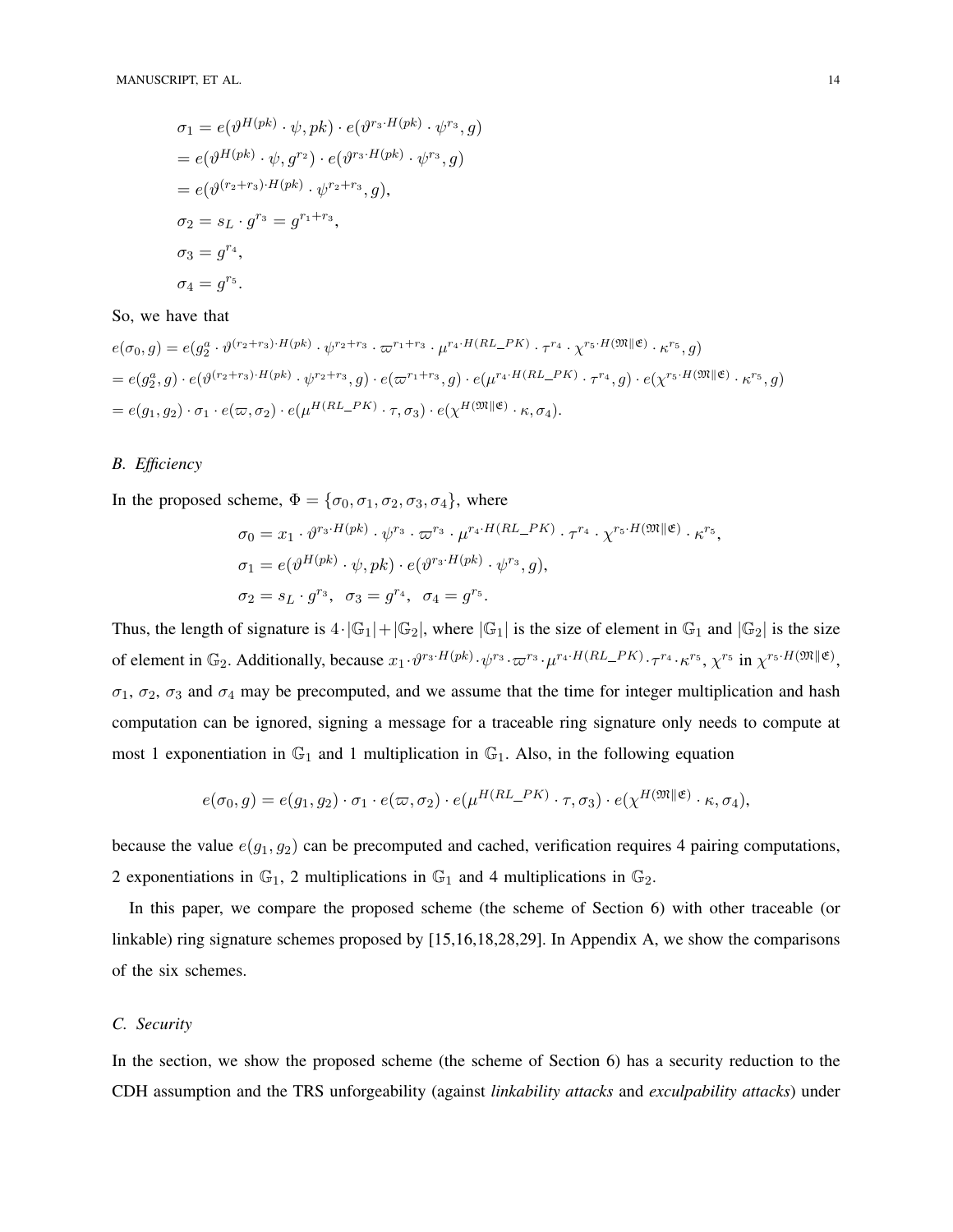$$
\begin{aligned}
\sigma_1 &= e(\vartheta^{H(pk)} \cdot \psi, pk) \cdot e(\vartheta^{r_3 \cdot H(pk)} \cdot \psi^{r_3}, g) \\
&= e(\vartheta^{H(pk)} \cdot \psi, g^{r_2}) \cdot e(\vartheta^{r_3 \cdot H(pk)} \cdot \psi^{r_3}, g) \\
&= e(\vartheta^{(r_2+r_3) \cdot H(pk)} \cdot \psi^{r_2+r_3}, g), \\
\sigma_2 &= s_L \cdot g^{r_3} = g^{r_1+r_3}, \\
\sigma_3 &= g^{r_4}, \\
\sigma_4 &= g^{r_5}.
\end{aligned}
$$

So, we have that

$$
\begin{aligned}
e(\sigma_0, g) &= e(g_2^a \cdot \vartheta^{(r_2+r_3) \cdot H(pk)} \cdot \psi^{r_2+r_3} \cdot \varpi^{r_1+r_3} \cdot \mu^{r_4 \cdot H(RL\_PK)} \cdot \tau^{r_4} \cdot \chi^{r_5 \cdot H(\mathfrak{M} \| \mathfrak{E})} \cdot \kappa^{r_5}, g) \\
&= e(g_2^a, g) \cdot e(\vartheta^{(r_2+r_3) \cdot H(pk)} \cdot \psi^{r_2+r_3}, g) \cdot e(\varpi^{r_1+r_3}, g) \cdot e(\mu^{r_4 \cdot H(RL\_PK)} \cdot \tau^{r_4}, g) \cdot e(\chi^{r_5 \cdot H(\mathfrak{M} \| \mathfrak{E})} \cdot \kappa^{r_5}, g) \\
&= e(g_1, g_2) \cdot \sigma_1 \cdot e(\varpi, \sigma_2) \cdot e(\mu^{H(RL\_PK)} \cdot \tau, \sigma_3) \cdot e(\chi^{H(\mathfrak{M} \| \mathfrak{E})} \cdot \kappa, \sigma_4).
\end{aligned}
$$

### *B. Efficiency*

In the proposed scheme, $\Phi = \{\sigma_0, \sigma_1, \sigma_2, \sigma_3, \sigma_4\}$, where

$$
\begin{aligned}
\sigma_0 &= x_1 \cdot \vartheta^{r_3 \cdot H(pk)} \cdot \psi^{r_3} \cdot \varpi^{r_3} \cdot \mu^{r_4 \cdot H(RL\_PK)} \cdot \tau^{r_4} \cdot \chi^{r_5 \cdot H(\mathfrak{M} \| \mathfrak{E})} \cdot \kappa^{r_5}, \\
\sigma_1 &= e(\vartheta^{H(pk)} \cdot \psi, pk) \cdot e(\vartheta^{r_3 \cdot H(pk)} \cdot \psi^{r_3}, g), \\
\sigma_2 &= s_L \cdot g^{r_3}, \ \ \sigma_3 = g^{r_4}, \ \ \sigma_4 = g^{r_5}.
\end{aligned}
$$

Thus, the length of signature is $4 \cdot |\mathbb{G}_1| + |\mathbb{G}_2|$, where $|\mathbb{G}_1|$ is the size of element in $\mathbb{G}_1$ and $|\mathbb{G}_2|$ is the size of element in $\mathbb{G}_2$. Additionally, because $x_1 \cdot \vartheta^{r_3 \cdot H(pk)} \cdot \psi^{r_3} \cdot \varpi^{r_3} \cdot \mu^{r_4 \cdot H(RL\_PK)} \cdot \tau^{r_4} \cdot \kappa^{r_5}$, $\chi^{r_5}$ in $\chi^{r_5 \cdot H(\mathfrak{M} \| \mathfrak{E})}$, $\sigma_1$, $\sigma_2$, $\sigma_3$ and $\sigma_4$ may be precomputed, and we assume that the time for integer multiplication and hash computation can be ignored, signing a message for a traceable ring signature only needs to compute at most 1 exponentiation in $\mathbb{G}_1$ and 1 multiplication in $\mathbb{G}_1$. Also, in the following equation

$$
e(\sigma_0, g) = e(g_1, g_2) \cdot \sigma_1 \cdot e(\varpi, \sigma_2) \cdot e(\mu^{H(RL\_PK)} \cdot \tau, \sigma_3) \cdot e(\chi^{H(\mathfrak{M} \| \mathfrak{E})} \cdot \kappa, \sigma_4),
$$

because the value $e(g_1, g_2)$ can be precomputed and cached, verification requires 4 pairing computations, 2 exponentiations in $\mathbb{G}_1$, 2 multiplications in $\mathbb{G}_1$ and 4 multiplications in $\mathbb{G}_2$.

In this paper, we compare the proposed scheme (the scheme of Section 6) with other traceable (or linkable) ring signature schemes proposed by [15,16,18,28,29]. In Appendix A, we show the comparisons of the six schemes.

### *C. Security*

In the section, we show the proposed scheme (the scheme of Section 6) has a security reduction to the CDH assumption and the TRS unforgeability (against *linkability attacks* and *exculpability attacks*) under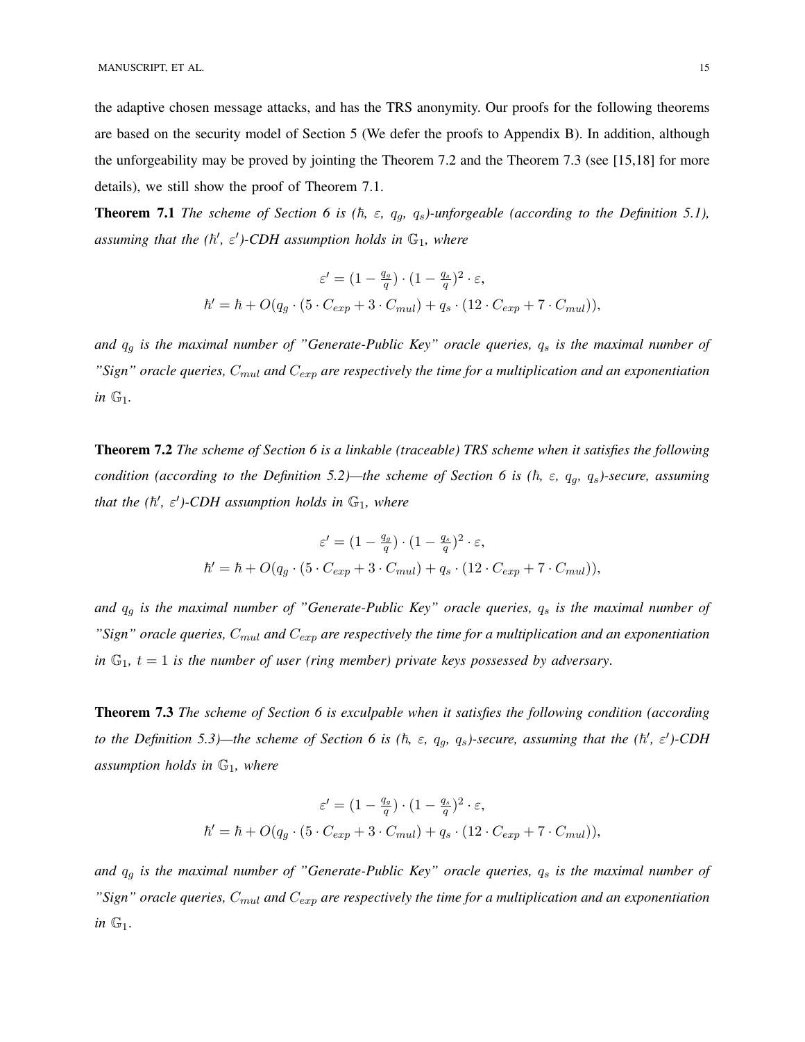the adaptive chosen message attacks, and has the TRS anonymity. Our proofs for the following theorems are based on the security model of Section 5 (We defer the proofs to Appendix B). In addition, although the unforgeability may be proved by jointing the Theorem 7.2 and the Theorem 7.3 (see [15,18] for more details), we still show the proof of Theorem 7.1.

**Theorem 7.1** *The scheme of Section 6 is ($\hbar$, $\varepsilon$, $q_g$, $q_s$)-unforgeable (according to the Definition 5.1), assuming that the ($\hbar'$, $\varepsilon'$)-CDH assumption holds in $\mathbb{G}_1$, where*

$$\varepsilon' = (1 - \tfrac{q_g}{q}) \cdot (1 - \tfrac{q_s}{q})^2 \cdot \varepsilon,$$
$$\hbar' = \hbar + O(q_g \cdot (5 \cdot C_{exp} + 3 \cdot C_{mul}) + q_s \cdot (12 \cdot C_{exp} + 7 \cdot C_{mul})),$$

*and $q_g$ is the maximal number of "Generate-Public Key" oracle queries, $q_s$ is the maximal number of "Sign" oracle queries, $C_{mul}$ and $C_{exp}$ are respectively the time for a multiplication and an exponentiation in $\mathbb{G}_1$.*

**Theorem 7.2** *The scheme of Section 6 is a linkable (traceable) TRS scheme when it satisfies the following condition (according to the Definition 5.2)—the scheme of Section 6 is ($\hbar$, $\varepsilon$, $q_g$, $q_s$)-secure, assuming that the ($\hbar'$, $\varepsilon'$)-CDH assumption holds in $\mathbb{G}_1$, where*

$$\varepsilon' = (1 - \tfrac{q_g}{q}) \cdot (1 - \tfrac{q_s}{q})^2 \cdot \varepsilon,$$
$$\hbar' = \hbar + O(q_g \cdot (5 \cdot C_{exp} + 3 \cdot C_{mul}) + q_s \cdot (12 \cdot C_{exp} + 7 \cdot C_{mul})),$$

*and $q_g$ is the maximal number of "Generate-Public Key" oracle queries, $q_s$ is the maximal number of "Sign" oracle queries, $C_{mul}$ and $C_{exp}$ are respectively the time for a multiplication and an exponentiation in $\mathbb{G}_1$, $t = 1$ is the number of user (ring member) private keys possessed by adversary.*

**Theorem 7.3** *The scheme of Section 6 is exculpable when it satisfies the following condition (according to the Definition 5.3)—the scheme of Section 6 is ($\hbar$, $\varepsilon$, $q_g$, $q_s$)-secure, assuming that the ($\hbar'$, $\varepsilon'$)-CDH assumption holds in $\mathbb{G}_1$, where*

$$\varepsilon' = (1 - \tfrac{q_g}{q}) \cdot (1 - \tfrac{q_s}{q})^2 \cdot \varepsilon,$$
$$\hbar' = \hbar + O(q_g \cdot (5 \cdot C_{exp} + 3 \cdot C_{mul}) + q_s \cdot (12 \cdot C_{exp} + 7 \cdot C_{mul})),$$

*and $q_g$ is the maximal number of "Generate-Public Key" oracle queries, $q_s$ is the maximal number of "Sign" oracle queries, $C_{mul}$ and $C_{exp}$ are respectively the time for a multiplication and an exponentiation in $\mathbb{G}_1$.*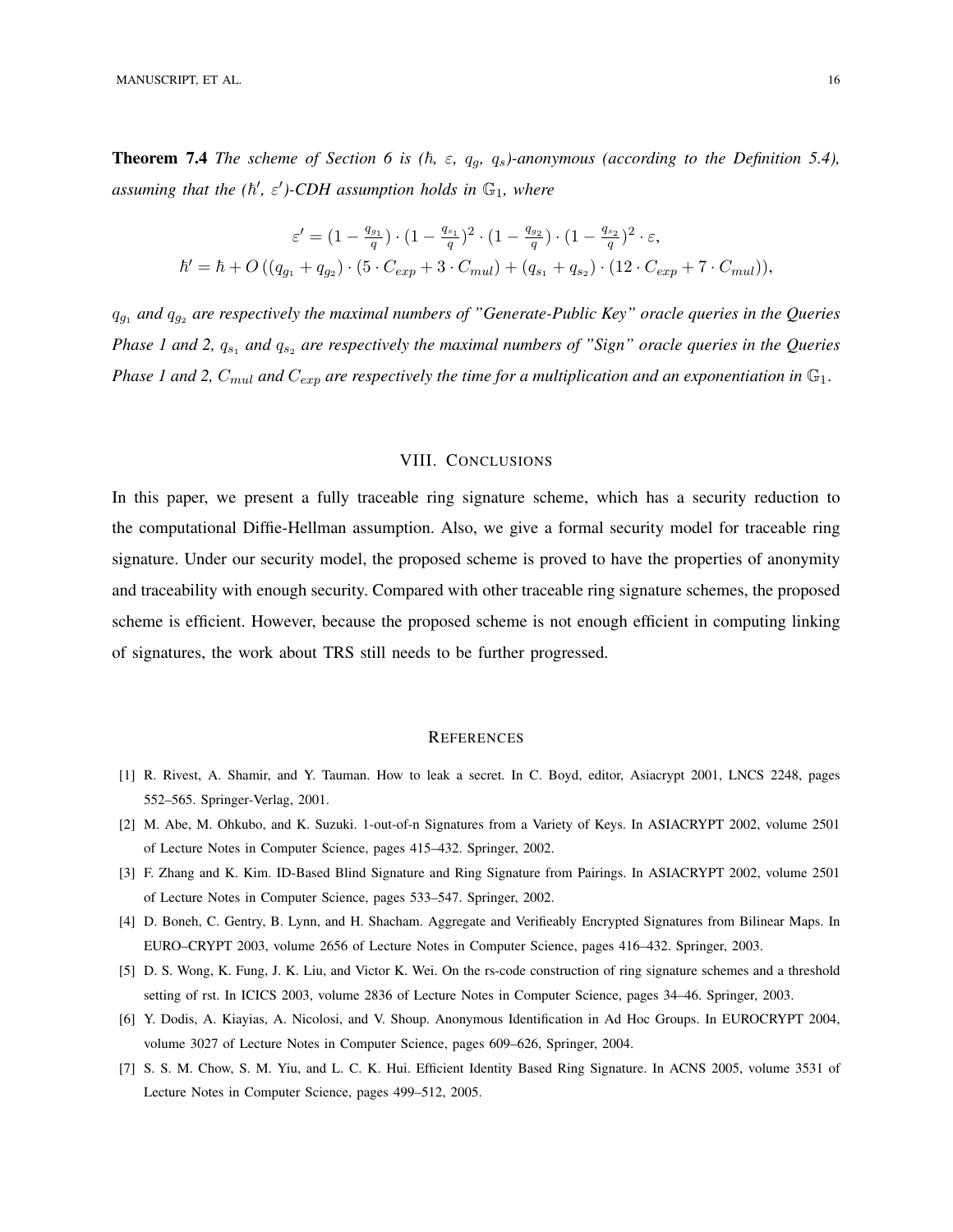**Theorem 7.4** *The scheme of Section 6 is ($\hbar$, $\varepsilon$, $q_g$, $q_s$)-anonymous (according to the Definition 5.4), assuming that the ($\hbar'$, $\varepsilon'$)-CDH assumption holds in $\mathbb{G}_1$, where*

$$\varepsilon' = (1 - \tfrac{q_{g_1}}{q}) \cdot (1 - \tfrac{q_{s_1}}{q})^2 \cdot (1 - \tfrac{q_{g_2}}{q}) \cdot (1 - \tfrac{q_{s_2}}{q})^2 \cdot \varepsilon,$$
$$\hbar' = \hbar + O\left((q_{g_1} + q_{g_2}) \cdot (5 \cdot C_{exp} + 3 \cdot C_{mul}) + (q_{s_1} + q_{s_2}) \cdot (12 \cdot C_{exp} + 7 \cdot C_{mul})\right),$$

*$q_{g_1}$ and $q_{g_2}$ are respectively the maximal numbers of "Generate-Public Key" oracle queries in the Queries Phase 1 and 2, $q_{s_1}$ and $q_{s_2}$ are respectively the maximal numbers of "Sign" oracle queries in the Queries Phase 1 and 2, $C_{mul}$ and $C_{exp}$ are respectively the time for a multiplication and an exponentiation in $\mathbb{G}_1$.*

## VIII. Conclusions

In this paper, we present a fully traceable ring signature scheme, which has a security reduction to the computational Diffie-Hellman assumption. Also, we give a formal security model for traceable ring signature. Under our security model, the proposed scheme is proved to have the properties of anonymity and traceability with enough security. Compared with other traceable ring signature schemes, the proposed scheme is efficient. However, because the proposed scheme is not enough efficient in computing linking of signatures, the work about TRS still needs to be further progressed.

## References

[1] R. Rivest, A. Shamir, and Y. Tauman. How to leak a secret. In C. Boyd, editor, Asiacrypt 2001, LNCS 2248, pages 552–565. Springer-Verlag, 2001.

[2] M. Abe, M. Ohkubo, and K. Suzuki. 1-out-of-n Signatures from a Variety of Keys. In ASIACRYPT 2002, volume 2501 of Lecture Notes in Computer Science, pages 415–432. Springer, 2002.

[3] F. Zhang and K. Kim. ID-Based Blind Signature and Ring Signature from Pairings. In ASIACRYPT 2002, volume 2501 of Lecture Notes in Computer Science, pages 533–547. Springer, 2002.

[4] D. Boneh, C. Gentry, B. Lynn, and H. Shacham. Aggregate and Verifieably Encrypted Signatures from Bilinear Maps. In EURO–CRYPT 2003, volume 2656 of Lecture Notes in Computer Science, pages 416–432. Springer, 2003.

[5] D. S. Wong, K. Fung, J. K. Liu, and Victor K. Wei. On the rs-code construction of ring signature schemes and a threshold setting of rst. In ICICS 2003, volume 2836 of Lecture Notes in Computer Science, pages 34–46. Springer, 2003.

[6] Y. Dodis, A. Kiayias, A. Nicolosi, and V. Shoup. Anonymous Identification in Ad Hoc Groups. In EUROCRYPT 2004, volume 3027 of Lecture Notes in Computer Science, pages 609–626, Springer, 2004.

[7] S. S. M. Chow, S. M. Yiu, and L. C. K. Hui. Efficient Identity Based Ring Signature. In ACNS 2005, volume 3531 of Lecture Notes in Computer Science, pages 499–512, 2005.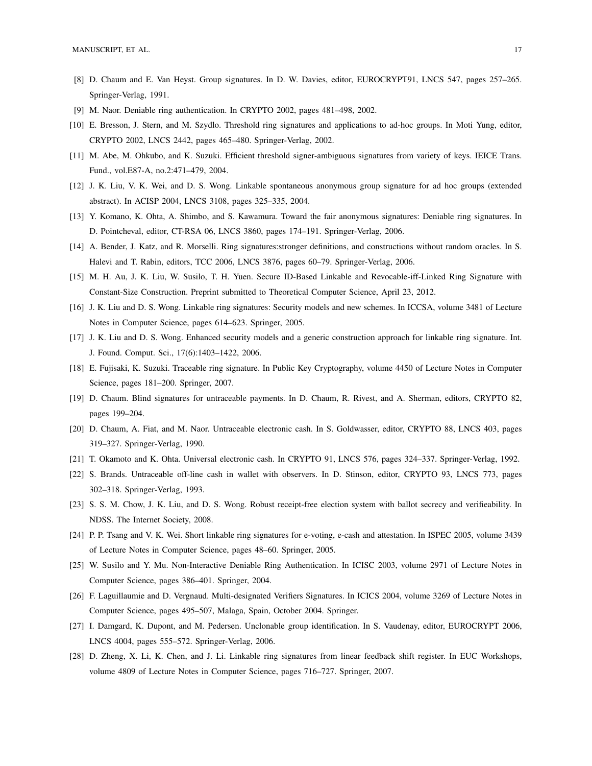[8] D. Chaum and E. Van Heyst. Group signatures. In D. W. Davies, editor, EUROCRYPT91, LNCS 547, pages 257–265. Springer-Verlag, 1991.

[9] M. Naor. Deniable ring authentication. In CRYPTO 2002, pages 481–498, 2002.

[10] E. Bresson, J. Stern, and M. Szydlo. Threshold ring signatures and applications to ad-hoc groups. In Moti Yung, editor, CRYPTO 2002, LNCS 2442, pages 465–480. Springer-Verlag, 2002.

[11] M. Abe, M. Ohkubo, and K. Suzuki. Efficient threshold signer-ambiguous signatures from variety of keys. IEICE Trans. Fund., vol.E87-A, no.2:471–479, 2004.

[12] J. K. Liu, V. K. Wei, and D. S. Wong. Linkable spontaneous anonymous group signature for ad hoc groups (extended abstract). In ACISP 2004, LNCS 3108, pages 325–335, 2004.

[13] Y. Komano, K. Ohta, A. Shimbo, and S. Kawamura. Toward the fair anonymous signatures: Deniable ring signatures. In D. Pointcheval, editor, CT-RSA 06, LNCS 3860, pages 174–191. Springer-Verlag, 2006.

[14] A. Bender, J. Katz, and R. Morselli. Ring signatures:stronger definitions, and constructions without random oracles. In S. Halevi and T. Rabin, editors, TCC 2006, LNCS 3876, pages 60–79. Springer-Verlag, 2006.

[15] M. H. Au, J. K. Liu, W. Susilo, T. H. Yuen. Secure ID-Based Linkable and Revocable-iff-Linked Ring Signature with Constant-Size Construction. Preprint submitted to Theoretical Computer Science, April 23, 2012.

[16] J. K. Liu and D. S. Wong. Linkable ring signatures: Security models and new schemes. In ICCSA, volume 3481 of Lecture Notes in Computer Science, pages 614–623. Springer, 2005.

[17] J. K. Liu and D. S. Wong. Enhanced security models and a generic construction approach for linkable ring signature. Int. J. Found. Comput. Sci., 17(6):1403–1422, 2006.

[18] E. Fujisaki, K. Suzuki. Traceable ring signature. In Public Key Cryptography, volume 4450 of Lecture Notes in Computer Science, pages 181–200. Springer, 2007.

[19] D. Chaum. Blind signatures for untraceable payments. In D. Chaum, R. Rivest, and A. Sherman, editors, CRYPTO 82, pages 199–204.

[20] D. Chaum, A. Fiat, and M. Naor. Untraceable electronic cash. In S. Goldwasser, editor, CRYPTO 88, LNCS 403, pages 319–327. Springer-Verlag, 1990.

[21] T. Okamoto and K. Ohta. Universal electronic cash. In CRYPTO 91, LNCS 576, pages 324–337. Springer-Verlag, 1992.

[22] S. Brands. Untraceable off-line cash in wallet with observers. In D. Stinson, editor, CRYPTO 93, LNCS 773, pages 302–318. Springer-Verlag, 1993.

[23] S. S. M. Chow, J. K. Liu, and D. S. Wong. Robust receipt-free election system with ballot secrecy and verifieability. In NDSS. The Internet Society, 2008.

[24] P. P. Tsang and V. K. Wei. Short linkable ring signatures for e-voting, e-cash and attestation. In ISPEC 2005, volume 3439 of Lecture Notes in Computer Science, pages 48–60. Springer, 2005.

[25] W. Susilo and Y. Mu. Non-Interactive Deniable Ring Authentication. In ICISC 2003, volume 2971 of Lecture Notes in Computer Science, pages 386–401. Springer, 2004.

[26] F. Laguillaumie and D. Vergnaud. Multi-designated Verifiers Signatures. In ICICS 2004, volume 3269 of Lecture Notes in Computer Science, pages 495–507, Malaga, Spain, October 2004. Springer.

[27] I. Damgard, K. Dupont, and M. Pedersen. Unclonable group identification. In S. Vaudenay, editor, EUROCRYPT 2006, LNCS 4004, pages 555–572. Springer-Verlag, 2006.

[28] D. Zheng, X. Li, K. Chen, and J. Li. Linkable ring signatures from linear feedback shift register. In EUC Workshops, volume 4809 of Lecture Notes in Computer Science, pages 716–727. Springer, 2007.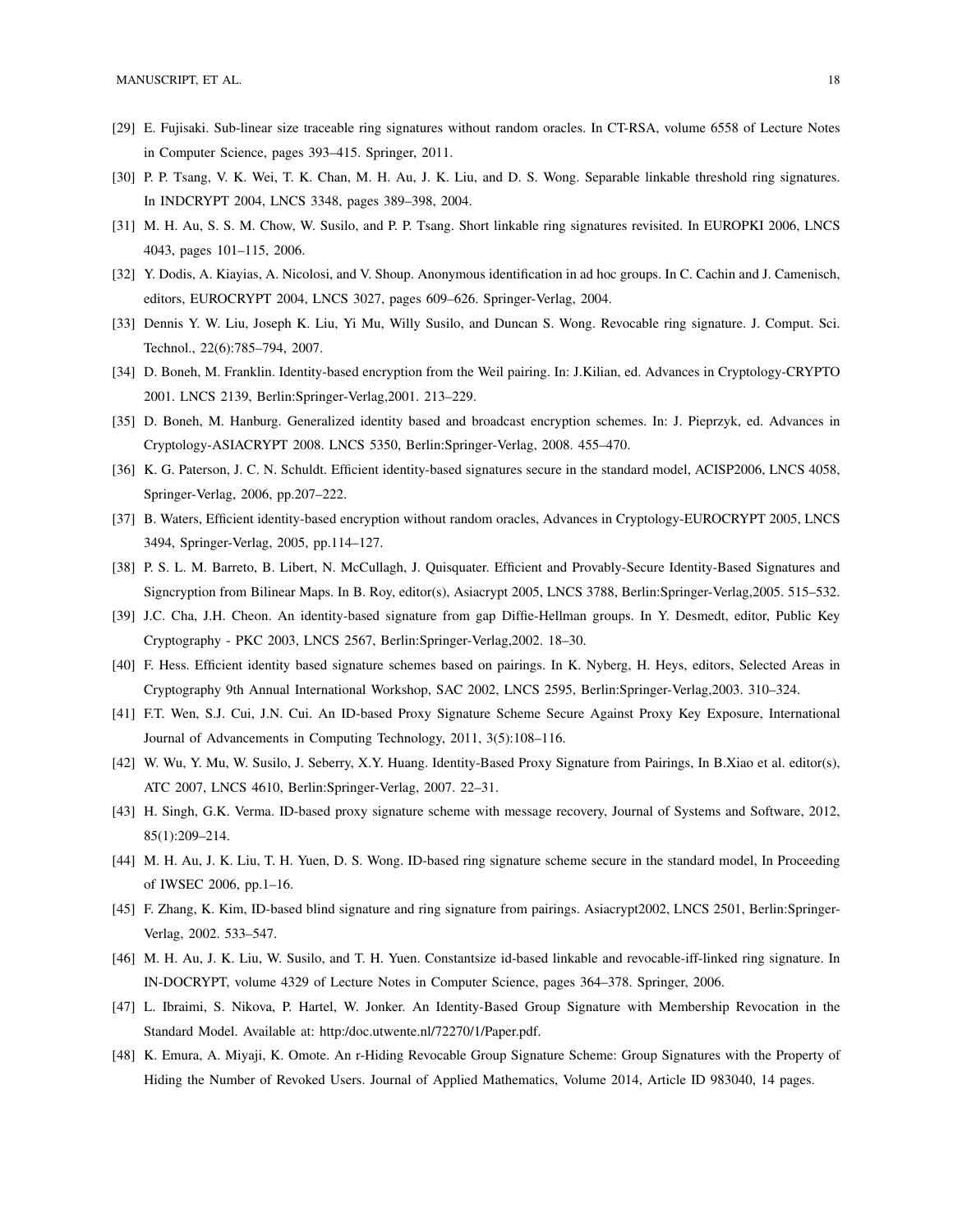[29] E. Fujisaki. Sub-linear size traceable ring signatures without random oracles. In CT-RSA, volume 6558 of Lecture Notes in Computer Science, pages 393–415. Springer, 2011.

[30] P. P. Tsang, V. K. Wei, T. K. Chan, M. H. Au, J. K. Liu, and D. S. Wong. Separable linkable threshold ring signatures. In INDCRYPT 2004, LNCS 3348, pages 389–398, 2004.

[31] M. H. Au, S. S. M. Chow, W. Susilo, and P. P. Tsang. Short linkable ring signatures revisited. In EUROPKI 2006, LNCS 4043, pages 101–115, 2006.

[32] Y. Dodis, A. Kiayias, A. Nicolosi, and V. Shoup. Anonymous identification in ad hoc groups. In C. Cachin and J. Camenisch, editors, EUROCRYPT 2004, LNCS 3027, pages 609–626. Springer-Verlag, 2004.

[33] Dennis Y. W. Liu, Joseph K. Liu, Yi Mu, Willy Susilo, and Duncan S. Wong. Revocable ring signature. J. Comput. Sci. Technol., 22(6):785–794, 2007.

[34] D. Boneh, M. Franklin. Identity-based encryption from the Weil pairing. In: J.Kilian, ed. Advances in Cryptology-CRYPTO 2001. LNCS 2139, Berlin:Springer-Verlag,2001. 213–229.

[35] D. Boneh, M. Hanburg. Generalized identity based and broadcast encryption schemes. In: J. Pieprzyk, ed. Advances in Cryptology-ASIACRYPT 2008. LNCS 5350, Berlin:Springer-Verlag, 2008. 455–470.

[36] K. G. Paterson, J. C. N. Schuldt. Efficient identity-based signatures secure in the standard model, ACISP2006, LNCS 4058, Springer-Verlag, 2006, pp.207–222.

[37] B. Waters, Efficient identity-based encryption without random oracles, Advances in Cryptology-EUROCRYPT 2005, LNCS 3494, Springer-Verlag, 2005, pp.114–127.

[38] P. S. L. M. Barreto, B. Libert, N. McCullagh, J. Quisquater. Efficient and Provably-Secure Identity-Based Signatures and Signcryption from Bilinear Maps. In B. Roy, editor(s), Asiacrypt 2005, LNCS 3788, Berlin:Springer-Verlag,2005. 515–532.

[39] J.C. Cha, J.H. Cheon. An identity-based signature from gap Diffie-Hellman groups. In Y. Desmedt, editor, Public Key Cryptography - PKC 2003, LNCS 2567, Berlin:Springer-Verlag,2002. 18–30.

[40] F. Hess. Efficient identity based signature schemes based on pairings. In K. Nyberg, H. Heys, editors, Selected Areas in Cryptography 9th Annual International Workshop, SAC 2002, LNCS 2595, Berlin:Springer-Verlag,2003. 310–324.

[41] F.T. Wen, S.J. Cui, J.N. Cui. An ID-based Proxy Signature Scheme Secure Against Proxy Key Exposure, International Journal of Advancements in Computing Technology, 2011, 3(5):108–116.

[42] W. Wu, Y. Mu, W. Susilo, J. Seberry, X.Y. Huang. Identity-Based Proxy Signature from Pairings, In B.Xiao et al. editor(s), ATC 2007, LNCS 4610, Berlin:Springer-Verlag, 2007. 22–31.

[43] H. Singh, G.K. Verma. ID-based proxy signature scheme with message recovery, Journal of Systems and Software, 2012, 85(1):209–214.

[44] M. H. Au, J. K. Liu, T. H. Yuen, D. S. Wong. ID-based ring signature scheme secure in the standard model, In Proceeding of IWSEC 2006, pp.1–16.

[45] F. Zhang, K. Kim, ID-based blind signature and ring signature from pairings. Asiacrypt2002, LNCS 2501, Berlin:Springer-Verlag, 2002. 533–547.

[46] M. H. Au, J. K. Liu, W. Susilo, and T. H. Yuen. Constantsize id-based linkable and revocable-iff-linked ring signature. In IN-DOCRYPT, volume 4329 of Lecture Notes in Computer Science, pages 364–378. Springer, 2006.

[47] L. Ibraimi, S. Nikova, P. Hartel, W. Jonker. An Identity-Based Group Signature with Membership Revocation in the Standard Model. Available at: http:/doc.utwente.nl/72270/1/Paper.pdf.

[48] K. Emura, A. Miyaji, K. Omote. An r-Hiding Revocable Group Signature Scheme: Group Signatures with the Property of Hiding the Number of Revoked Users. Journal of Applied Mathematics, Volume 2014, Article ID 983040, 14 pages.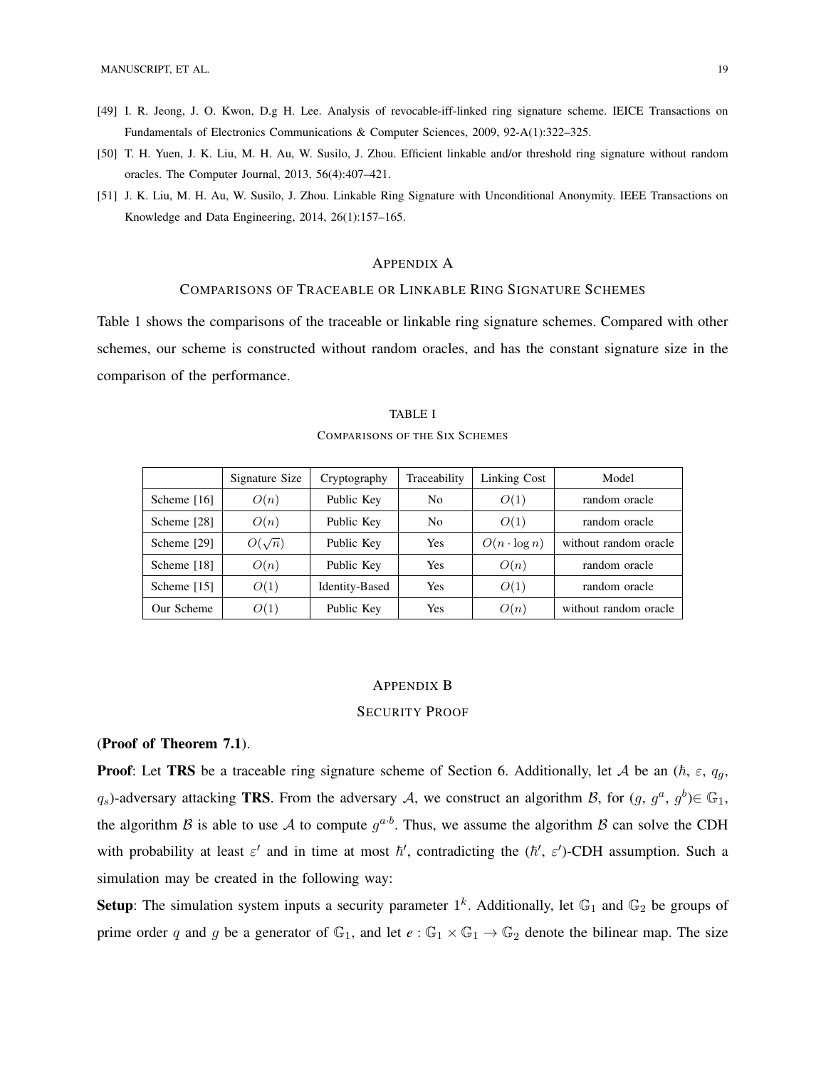[49] I. R. Jeong, J. O. Kwon, D.g H. Lee. Analysis of revocable-iff-linked ring signature scheme. IEICE Transactions on Fundamentals of Electronics Communications & Computer Sciences, 2009, 92-A(1):322–325.

[50] T. H. Yuen, J. K. Liu, M. H. Au, W. Susilo, J. Zhou. Efficient linkable and/or threshold ring signature without random oracles. The Computer Journal, 2013, 56(4):407–421.

[51] J. K. Liu, M. H. Au, W. Susilo, J. Zhou. Linkable Ring Signature with Unconditional Anonymity. IEEE Transactions on Knowledge and Data Engineering, 2014, 26(1):157–165.

# APPENDIX A
## COMPARISONS OF TRACEABLE OR LINKABLE RING SIGNATURE SCHEMES

Table 1 shows the comparisons of the traceable or linkable ring signature schemes. Compared with other schemes, our scheme is constructed without random oracles, and has the constant signature size in the comparison of the performance.

TABLE I
COMPARISONS OF THE SIX SCHEMES

| | Signature Size | Cryptography | Traceability | Linking Cost | Model |
|---|---|---|---|---|---|
| Scheme [16] | $O(n)$ | Public Key | No | $O(1)$ | random oracle |
| Scheme [28] | $O(n)$ | Public Key | No | $O(1)$ | random oracle |
| Scheme [29] | $O(\sqrt{n})$ | Public Key | Yes | $O(n \cdot \log n)$ | without random oracle |
| Scheme [18] | $O(n)$ | Public Key | Yes | $O(n)$ | random oracle |
| Scheme [15] | $O(1)$ | Identity-Based | Yes | $O(1)$ | random oracle |
| Our Scheme | $O(1)$ | Public Key | Yes | $O(n)$ | without random oracle |

# APPENDIX B
## SECURITY PROOF

(**Proof of Theorem 7.1**).

**Proof**: Let **TRS** be a traceable ring signature scheme of Section 6. Additionally, let $\mathcal{A}$ be an ($\hbar$, $\varepsilon$, $q_g$, $q_s$)-adversary attacking **TRS**. From the adversary $\mathcal{A}$, we construct an algorithm $\mathcal{B}$, for ($g$, $g^a$, $g^b$)$\in \mathbb{G}_1$, the algorithm $\mathcal{B}$ is able to use $\mathcal{A}$ to compute $g^{a \cdot b}$. Thus, we assume the algorithm $\mathcal{B}$ can solve the CDH with probability at least $\varepsilon'$ and in time at most $\hbar'$, contradicting the ($\hbar'$, $\varepsilon'$)-CDH assumption. Such a simulation may be created in the following way:

**Setup**: The simulation system inputs a security parameter $1^k$. Additionally, let $\mathbb{G}_1$ and $\mathbb{G}_2$ be groups of prime order $q$ and $g$ be a generator of $\mathbb{G}_1$, and let $e : \mathbb{G}_1 \times \mathbb{G}_1 \rightarrow \mathbb{G}_2$ denote the bilinear map. The size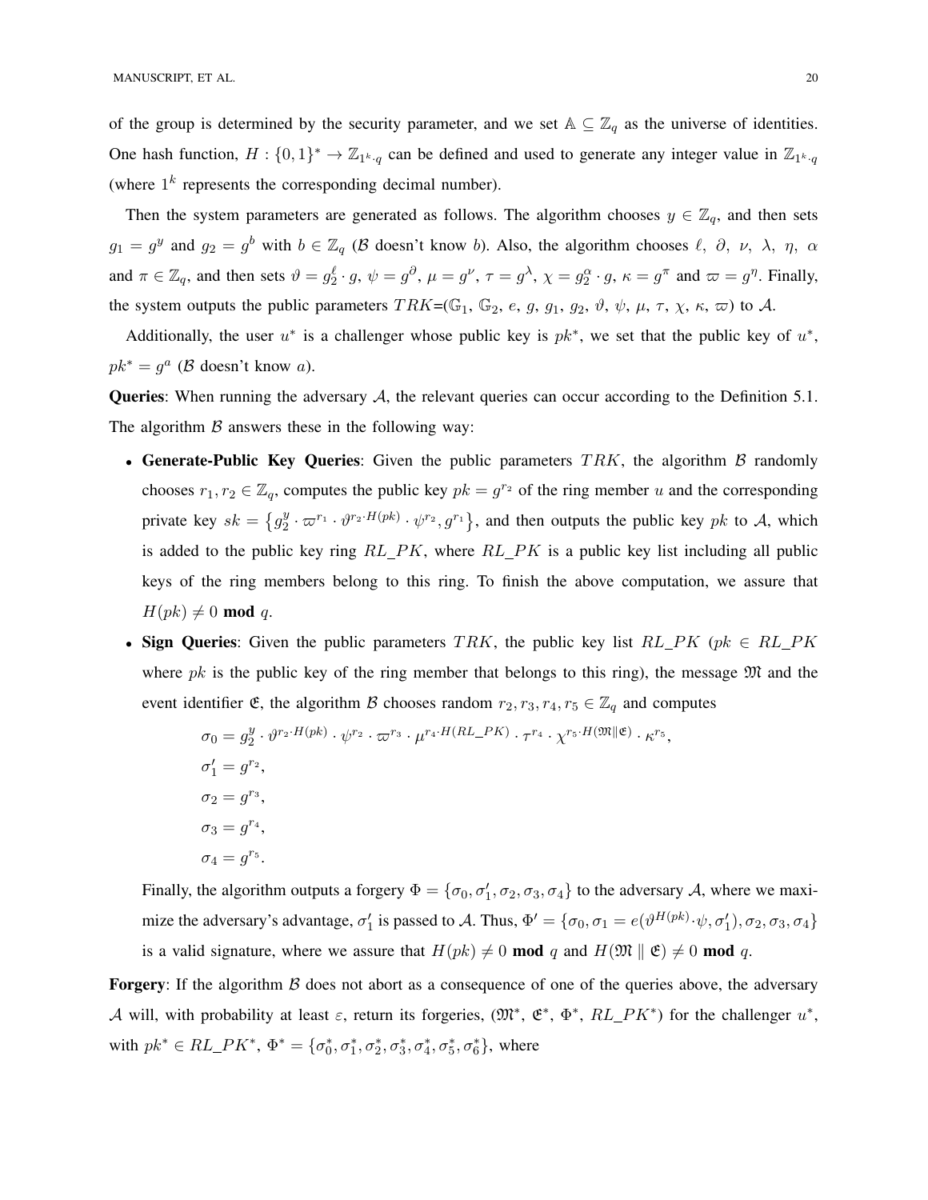of the group is determined by the security parameter, and we set $\mathbb{A} \subseteq \mathbb{Z}_q$ as the universe of identities. One hash function, $H : \{0,1\}^* \to \mathbb{Z}_{1^k \cdot q}$ can be defined and used to generate any integer value in $\mathbb{Z}_{1^k \cdot q}$ (where $1^k$ represents the corresponding decimal number).

Then the system parameters are generated as follows. The algorithm chooses $y \in \mathbb{Z}_q$, and then sets $g_1 = g^y$ and $g_2 = g^b$ with $b \in \mathbb{Z}_q$ ($\mathcal{B}$ doesn't know $b$). Also, the algorithm chooses $\ell,\ \partial,\ \nu,\ \lambda,\ \eta,\ \alpha$ and $\pi \in \mathbb{Z}_q$, and then sets $\vartheta = g_2^{\ell} \cdot g$, $\psi = g^{\partial}$, $\mu = g^{\nu}$, $\tau = g^{\lambda}$, $\chi = g_2^{\alpha} \cdot g$, $\kappa = g^{\pi}$ and $\varpi = g^{\eta}$. Finally, the system outputs the public parameters $TRK$=($\mathbb{G}_1$, $\mathbb{G}_2$, $e$, $g$, $g_1$, $g_2$, $\vartheta$, $\psi$, $\mu$, $\tau$, $\chi$, $\kappa$, $\varpi$) to $\mathcal{A}$.

Additionally, the user $u^*$ is a challenger whose public key is $pk^*$, we set that the public key of $u^*$, $pk^* = g^a$ ($\mathcal{B}$ doesn't know $a$).

**Queries**: When running the adversary $\mathcal{A}$, the relevant queries can occur according to the Definition 5.1. The algorithm $\mathcal{B}$ answers these in the following way:

- **Generate-Public Key Queries**: Given the public parameters $TRK$, the algorithm $\mathcal{B}$ randomly chooses $r_1, r_2 \in \mathbb{Z}_q$, computes the public key $pk = g^{r_2}$ of the ring member $u$ and the corresponding private key $sk = \left\{g_2^y \cdot \varpi^{r_1} \cdot \vartheta^{r_2 \cdot H(pk)} \cdot \psi^{r_2}, g^{r_1}\right\}$, and then outputs the public key $pk$ to $\mathcal{A}$, which is added to the public key ring $RL\_PK$, where $RL\_PK$ is a public key list including all public keys of the ring members belong to this ring. To finish the above computation, we assure that $H(pk) \neq 0$ **mod** $q$.
- **Sign Queries**: Given the public parameters $TRK$, the public key list $RL\_PK$ ($pk \in RL\_PK$ where $pk$ is the public key of the ring member that belongs to this ring), the message $\mathfrak{M}$ and the event identifier $\mathfrak{E}$, the algorithm $\mathcal{B}$ chooses random $r_2, r_3, r_4, r_5 \in \mathbb{Z}_q$ and computes

$$\sigma_0 = g_2^y \cdot \vartheta^{r_2 \cdot H(pk)} \cdot \psi^{r_2} \cdot \varpi^{r_3} \cdot \mu^{r_4 \cdot H(RL\_PK)} \cdot \tau^{r_4} \cdot \chi^{r_5 \cdot H(\mathfrak{M} \| \mathfrak{E})} \cdot \kappa^{r_5},$$
$$\sigma_1' = g^{r_2},$$
$$\sigma_2 = g^{r_3},$$
$$\sigma_3 = g^{r_4},$$
$$\sigma_4 = g^{r_5}.$$

  Finally, the algorithm outputs a forgery $\Phi = \{\sigma_0, \sigma_1', \sigma_2, \sigma_3, \sigma_4\}$ to the adversary $\mathcal{A}$, where we maximize the adversary's advantage, $\sigma_1'$ is passed to $\mathcal{A}$. Thus, $\Phi' = \{\sigma_0, \sigma_1 = e(\vartheta^{H(pk)} \cdot \psi, \sigma_1'), \sigma_2, \sigma_3, \sigma_4\}$ is a valid signature, where we assure that $H(pk) \neq 0$ **mod** $q$ and $H(\mathfrak{M} \parallel \mathfrak{E}) \neq 0$ **mod** $q$.

**Forgery**: If the algorithm $\mathcal{B}$ does not abort as a consequence of one of the queries above, the adversary $\mathcal{A}$ will, with probability at least $\varepsilon$, return its forgeries, ($\mathfrak{M}^*$, $\mathfrak{E}^*$, $\Phi^*$, $RL\_PK^*$) for the challenger $u^*$, with $pk^* \in RL\_PK^*$, $\Phi^* = \{\sigma_0^*, \sigma_1^*, \sigma_2^*, \sigma_3^*, \sigma_4^*, \sigma_5^*, \sigma_6^*\}$, where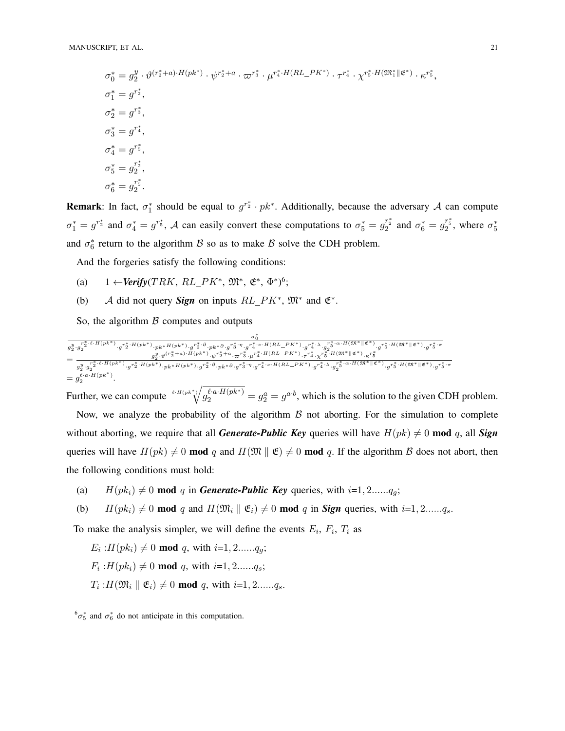$$\sigma_0^* = g_2^y \cdot \vartheta^{(r_2^*+a)\cdot H(pk^*)} \cdot \psi^{r_2^*+a} \cdot \varpi^{r_3^*} \cdot \mu^{r_4^* \cdot H(RL\_PK^*)} \cdot \tau^{r_4^*} \cdot \chi^{r_5^* \cdot H(\mathfrak{M}_1^* \| \mathfrak{E}^*)} \cdot \kappa^{r_5^*},$$
$$\sigma_1^* = g^{r_2^*},$$
$$\sigma_2^* = g^{r_3^*},$$
$$\sigma_3^* = g^{r_4^*},$$
$$\sigma_4^* = g^{r_5^*},$$
$$\sigma_5^* = g_2^{r_2^*},$$
$$\sigma_6^* = g_2^{r_5^*}.$$

**Remark**: In fact, $\sigma_1^*$ should be equal to $g^{r_2^*} \cdot pk^*$. Additionally, because the adversary $\mathcal{A}$ can compute $\sigma_1^* = g^{r_2^*}$ and $\sigma_4^* = g^{r_5^*}$, $\mathcal{A}$ can easily convert these computations to $\sigma_5^* = g_2^{r_2^*}$ and $\sigma_6^* = g_2^{r_5^*}$, where $\sigma_5^*$ and $\sigma_6^*$ return to the algorithm $\mathcal{B}$ so as to make $\mathcal{B}$ solve the CDH problem.

And the forgeries satisfy the following conditions:

(a) $1 \leftarrow$***Verify***$(TRK,\ RL\_PK^*,\ \mathfrak{M}^*,\ \mathfrak{E}^*,\ \Phi^*)$[6];

(b) $\mathcal{A}$ did not query ***Sign*** on inputs $RL\_PK^*$, $\mathfrak{M}^*$ and $\mathfrak{E}^*$.

So, the algorithm $\mathcal{B}$ computes and outputs

$$\frac{\sigma_0^*}{g_2^y \cdot g_2^{r_2^* \cdot \ell \cdot H(pk^*)} \cdot g^{r_2^* \cdot H(pk^*)} \cdot pk^{*H(pk^*)} \cdot g_2^{r_2^* \cdot \partial} \cdot pk^{*\partial} \cdot g^{r_3^* \cdot \eta} \cdot g^{r_4^* \cdot \nu \cdot H(RL\_PK^*)} \cdot g^{r_4^* \cdot \lambda} \cdot g_2^{r_5^* \cdot \alpha \cdot H(\mathfrak{M}^* \| \mathfrak{E}^*)} \cdot g^{r_5^* \cdot H(\mathfrak{M}^* \| \mathfrak{E}^*)} \cdot g^{r_5^* \cdot \pi}}$$
$$= \frac{g_2^y \cdot \vartheta^{(r_2^*+a)\cdot H(pk^*)} \cdot \psi^{r_2^*+a} \cdot \varpi^{r_3^*} \cdot \mu^{r_4^* \cdot H(RL\_PK^*)} \cdot \tau^{r_4^*} \cdot \chi^{r_5^* \cdot H(\mathfrak{M}^* \| \mathfrak{E}^*)} \cdot \kappa^{r_5^*}}{g_2^y \cdot g_2^{r_2^* \cdot \ell \cdot H(pk^*)} \cdot g^{r_2^* \cdot H(pk^*)} \cdot pk^{*H(pk^*)} \cdot g_2^{r_2^* \cdot \partial} \cdot pk^{*\partial} \cdot g^{r_3^* \cdot \eta} \cdot g^{r_4^* \cdot \nu \cdot H(RL\_PK^*)} \cdot g^{r_4^* \cdot \lambda} \cdot g_2^{r_5^* \cdot \alpha \cdot H(\mathfrak{M}^* \| \mathfrak{E}^*)} \cdot g^{r_5^* \cdot H(\mathfrak{M}^* \| \mathfrak{E}^*)} \cdot g^{r_5^* \cdot \pi}}$$
$$= g_2^{\ell \cdot a \cdot H(pk^*)}.$$

Further, we can compute $\sqrt[\ell \cdot H(pk^*)]{g_2^{\ell \cdot a \cdot H(pk^*)}} = g_2^a = g^{a \cdot b}$, which is the solution to the given CDH problem.

Now, we analyze the probability of the algorithm $\mathcal{B}$ not aborting. For the simulation to complete without aborting, we require that all ***Generate-Public Key*** queries will have $H(pk) \neq 0$ **mod** $q$, all ***Sign*** queries will have $H(pk) \neq 0$ **mod** $q$ and $H(\mathfrak{M} \parallel \mathfrak{E}) \neq 0$ **mod** $q$. If the algorithm $\mathcal{B}$ does not abort, then the following conditions must hold:

(a) $H(pk_i) \neq 0$ **mod** $q$ in ***Generate-Public Key*** queries, with $i$=$1, 2......q_g$;

(b) $H(pk_i) \neq 0$ **mod** $q$ and $H(\mathfrak{M}_i \parallel \mathfrak{E}_i) \neq 0$ **mod** $q$ in ***Sign*** queries, with $i$=$1, 2......q_s$.

To make the analysis simpler, we will define the events $E_i$, $F_i$, $T_i$ as

$E_i$ :$H(pk_i) \neq 0$ **mod** $q$, with $i$=$1, 2......q_g$;

$F_i$ :$H(pk_i) \neq 0$ **mod** $q$, with $i$=$1, 2......q_s$;

$T_i$ :$H(\mathfrak{M}_i \parallel \mathfrak{E}_i) \neq 0$ **mod** $q$, with $i$=$1, 2......q_s$.

[6] $\sigma_5^*$ and $\sigma_6^*$ do not anticipate in this computation.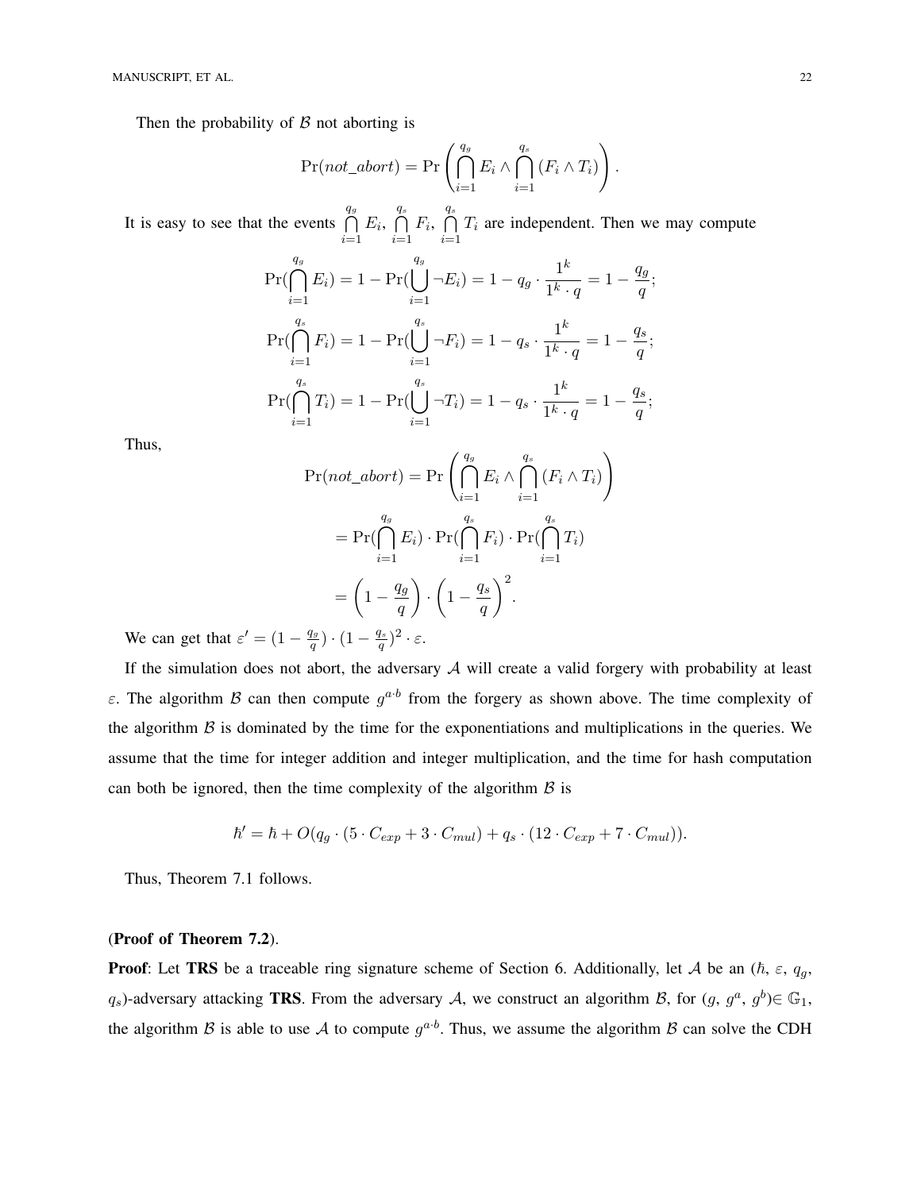Then the probability of $\mathcal{B}$ not aborting is

$$\Pr(not\_abort) = \Pr\left(\bigcap_{i=1}^{q_g} E_i \wedge \bigcap_{i=1}^{q_s} (F_i \wedge T_i)\right).$$

It is easy to see that the events $\bigcap_{i=1}^{q_g} E_i$, $\bigcap_{i=1}^{q_s} F_i$, $\bigcap_{i=1}^{q_s} T_i$ are independent. Then we may compute

$$\Pr(\bigcap_{i=1}^{q_g} E_i) = 1 - \Pr(\bigcup_{i=1}^{q_g} \neg E_i) = 1 - q_g \cdot \frac{1^k}{1^k \cdot q} = 1 - \frac{q_g}{q};$$

$$\Pr(\bigcap_{i=1}^{q_s} F_i) = 1 - \Pr(\bigcup_{i=1}^{q_s} \neg F_i) = 1 - q_s \cdot \frac{1^k}{1^k \cdot q} = 1 - \frac{q_s}{q};$$

$$\Pr(\bigcap_{i=1}^{q_s} T_i) = 1 - \Pr(\bigcup_{i=1}^{q_s} \neg T_i) = 1 - q_s \cdot \frac{1^k}{1^k \cdot q} = 1 - \frac{q_s}{q};$$

Thus,

$$\begin{aligned}
\Pr(not\_abort) &= \Pr\left(\bigcap_{i=1}^{q_g} E_i \wedge \bigcap_{i=1}^{q_s} (F_i \wedge T_i)\right) \\
&= \Pr(\bigcap_{i=1}^{q_g} E_i) \cdot \Pr(\bigcap_{i=1}^{q_s} F_i) \cdot \Pr(\bigcap_{i=1}^{q_s} T_i) \\
&= \left(1 - \frac{q_g}{q}\right) \cdot \left(1 - \frac{q_s}{q}\right)^2.
\end{aligned}$$

We can get that $\varepsilon' = (1 - \frac{q_g}{q}) \cdot (1 - \frac{q_s}{q})^2 \cdot \varepsilon$.

If the simulation does not abort, the adversary $\mathcal{A}$ will create a valid forgery with probability at least $\varepsilon$. The algorithm $\mathcal{B}$ can then compute $g^{a \cdot b}$ from the forgery as shown above. The time complexity of the algorithm $\mathcal{B}$ is dominated by the time for the exponentiations and multiplications in the queries. We assume that the time for integer addition and integer multiplication, and the time for hash computation can both be ignored, then the time complexity of the algorithm $\mathcal{B}$ is

$$\hbar' = \hbar + O(q_g \cdot (5 \cdot C_{exp} + 3 \cdot C_{mul}) + q_s \cdot (12 \cdot C_{exp} + 7 \cdot C_{mul})).$$

Thus, Theorem 7.1 follows.

(**Proof of Theorem 7.2**).

**Proof**: Let **TRS** be a traceable ring signature scheme of Section 6. Additionally, let $\mathcal{A}$ be an ($\hbar$, $\varepsilon$, $q_g$, $q_s$)-adversary attacking **TRS**. From the adversary $\mathcal{A}$, we construct an algorithm $\mathcal{B}$, for ($g$, $g^a$, $g^b$)$\in \mathbb{G}_1$, the algorithm $\mathcal{B}$ is able to use $\mathcal{A}$ to compute $g^{a \cdot b}$. Thus, we assume the algorithm $\mathcal{B}$ can solve the CDH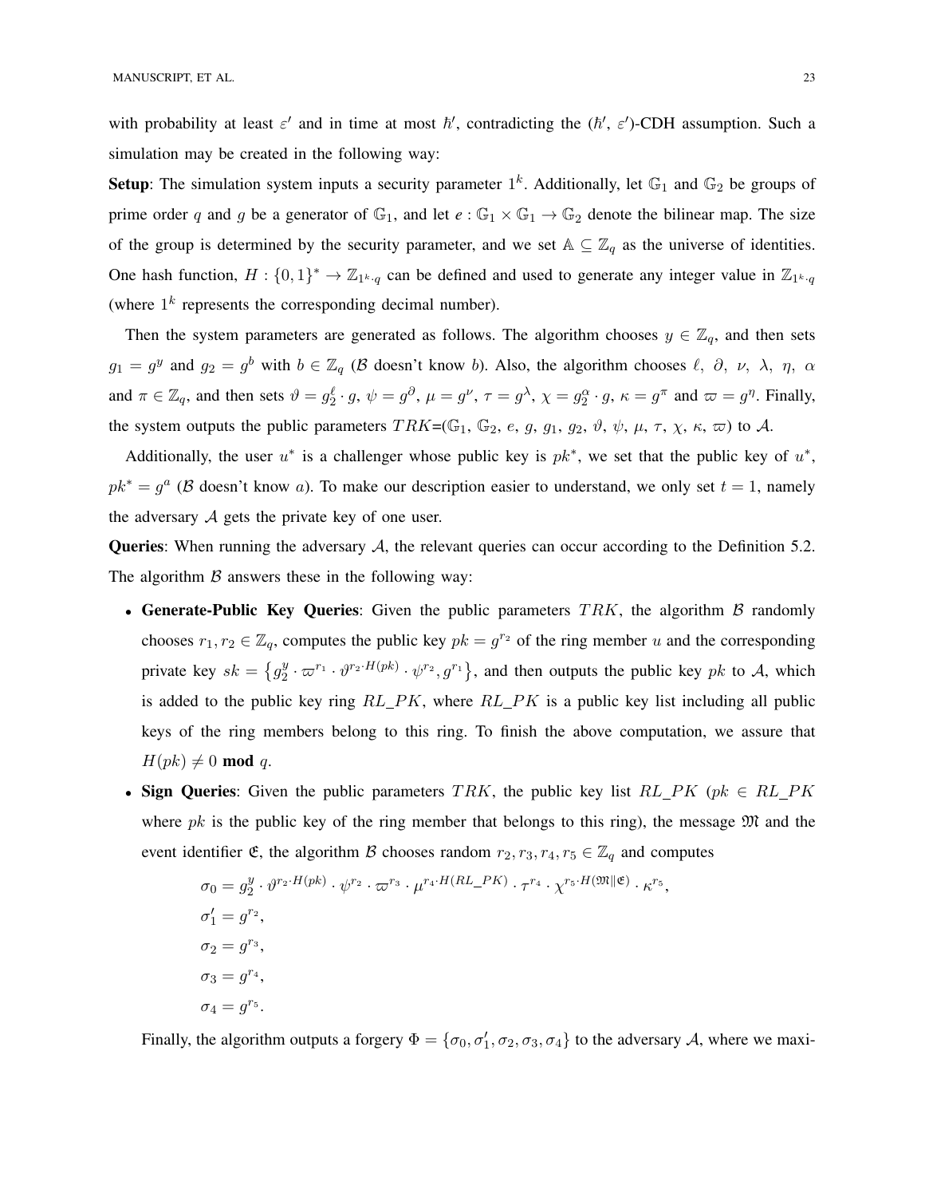with probability at least $\varepsilon'$ and in time at most $\hbar'$, contradicting the ($\hbar'$, $\varepsilon'$)-CDH assumption. Such a simulation may be created in the following way:

**Setup**: The simulation system inputs a security parameter $1^k$. Additionally, let $\mathbb{G}_1$ and $\mathbb{G}_2$ be groups of prime order $q$ and $g$ be a generator of $\mathbb{G}_1$, and let $e : \mathbb{G}_1 \times \mathbb{G}_1 \rightarrow \mathbb{G}_2$ denote the bilinear map. The size of the group is determined by the security parameter, and we set $\mathbb{A} \subseteq \mathbb{Z}_q$ as the universe of identities. One hash function, $H : \{0,1\}^* \rightarrow \mathbb{Z}_{1^k \cdot q}$ can be defined and used to generate any integer value in $\mathbb{Z}_{1^k \cdot q}$ (where $1^k$ represents the corresponding decimal number).

Then the system parameters are generated as follows. The algorithm chooses $y \in \mathbb{Z}_q$, and then sets $g_1 = g^y$ and $g_2 = g^b$ with $b \in \mathbb{Z}_q$ ($\mathcal{B}$ doesn't know $b$). Also, the algorithm chooses $\ell$, $\partial$, $\nu$, $\lambda$, $\eta$, $\alpha$ and $\pi \in \mathbb{Z}_q$, and then sets $\vartheta = g_2^{\ell} \cdot g$, $\psi = g^{\partial}$, $\mu = g^{\nu}$, $\tau = g^{\lambda}$, $\chi = g_2^{\alpha} \cdot g$, $\kappa = g^{\pi}$ and $\varpi = g^{\eta}$. Finally, the system outputs the public parameters $TRK$=($\mathbb{G}_1$, $\mathbb{G}_2$, $e$, $g$, $g_1$, $g_2$, $\vartheta$, $\psi$, $\mu$, $\tau$, $\chi$, $\kappa$, $\varpi$) to $\mathcal{A}$.

Additionally, the user $u^*$ is a challenger whose public key is $pk^*$, we set that the public key of $u^*$, $pk^* = g^a$ ($\mathcal{B}$ doesn't know $a$). To make our description easier to understand, we only set $t = 1$, namely the adversary $\mathcal{A}$ gets the private key of one user.

**Queries**: When running the adversary $\mathcal{A}$, the relevant queries can occur according to the Definition 5.2. The algorithm $\mathcal{B}$ answers these in the following way:

- **Generate-Public Key Queries**: Given the public parameters $TRK$, the algorithm $\mathcal{B}$ randomly chooses $r_1, r_2 \in \mathbb{Z}_q$, computes the public key $pk = g^{r_2}$ of the ring member $u$ and the corresponding private key $sk = \left\{g_2^y \cdot \varpi^{r_1} \cdot \vartheta^{r_2 \cdot H(pk)} \cdot \psi^{r_2}, g^{r_1}\right\}$, and then outputs the public key $pk$ to $\mathcal{A}$, which is added to the public key ring $RL\_PK$, where $RL\_PK$ is a public key list including all public keys of the ring members belong to this ring. To finish the above computation, we assure that $H(pk) \neq 0$ **mod** $q$.
- **Sign Queries**: Given the public parameters $TRK$, the public key list $RL\_PK$ ($pk \in RL\_PK$ where $pk$ is the public key of the ring member that belongs to this ring), the message $\mathfrak{M}$ and the event identifier $\mathfrak{E}$, the algorithm $\mathcal{B}$ chooses random $r_2, r_3, r_4, r_5 \in \mathbb{Z}_q$ and computes

$$
\begin{aligned}
\sigma_0 &= g_2^y \cdot \vartheta^{r_2 \cdot H(pk)} \cdot \psi^{r_2} \cdot \varpi^{r_3} \cdot \mu^{r_4 \cdot H(RL\_PK)} \cdot \tau^{r_4} \cdot \chi^{r_5 \cdot H(\mathfrak{M} \| \mathfrak{E})} \cdot \kappa^{r_5}, \\
\sigma_1' &= g^{r_2}, \\
\sigma_2 &= g^{r_3}, \\
\sigma_3 &= g^{r_4}, \\
\sigma_4 &= g^{r_5}.
\end{aligned}
$$

Finally, the algorithm outputs a forgery $\Phi = \{\sigma_0, \sigma_1', \sigma_2, \sigma_3, \sigma_4\}$ to the adversary $\mathcal{A}$, where we maxi-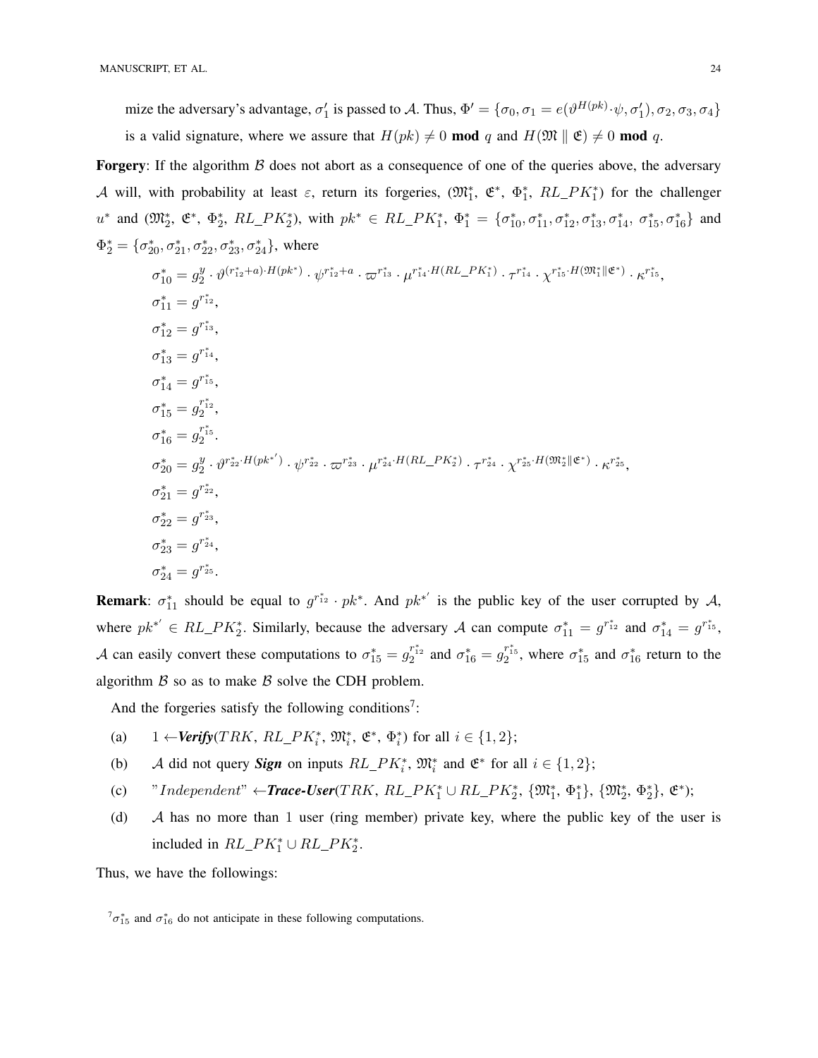mize the adversary's advantage, $\sigma_1'$ is passed to $\mathcal{A}$. Thus, $\Phi' = \{\sigma_0, \sigma_1 = e(\vartheta^{H(pk)} \cdot \psi, \sigma_1'), \sigma_2, \sigma_3, \sigma_4\}$ is a valid signature, where we assure that $H(pk) \neq 0$ **mod** $q$ and $H(\mathfrak{M} \parallel \mathfrak{E}) \neq 0$ **mod** $q$.

**Forgery**: If the algorithm $\mathcal{B}$ does not abort as a consequence of one of the queries above, the adversary $\mathcal{A}$ will, with probability at least $\varepsilon$, return its forgeries, $(\mathfrak{M}_1^*, \mathfrak{E}^*, \Phi_1^*, RL\_PK_1^*)$ for the challenger $u^*$ and $(\mathfrak{M}_2^*, \mathfrak{E}^*, \Phi_2^*, RL\_PK_2^*)$, with $pk^* \in RL\_PK_1^*$, $\Phi_1^* = \{\sigma_{10}^*, \sigma_{11}^*, \sigma_{12}^*, \sigma_{13}^*, \sigma_{14}^*, \sigma_{15}^*, \sigma_{16}^*\}$ and $\Phi_2^* = \{\sigma_{20}^*, \sigma_{21}^*, \sigma_{22}^*, \sigma_{23}^*, \sigma_{24}^*\}$, where

$$\sigma_{10}^* = g_2^y \cdot \vartheta^{(r_{12}^*+a)\cdot H(pk^*)} \cdot \psi^{r_{12}^*+a} \cdot \varpi^{r_{13}^*} \cdot \mu^{r_{14}^* \cdot H(RL\_PK_1^*)} \cdot \tau^{r_{14}^*} \cdot \chi^{r_{15}^* \cdot H(\mathfrak{M}_1^* \| \mathfrak{E}^*)} \cdot \kappa^{r_{15}^*},$$

$$\sigma_{11}^* = g^{r_{12}^*},$$

$$\sigma_{12}^* = g^{r_{13}^*},$$

$$\sigma_{13}^* = g^{r_{14}^*},$$

$$\sigma_{14}^* = g^{r_{15}^*},$$

$$\sigma_{15}^* = g_2^{r_{12}^*},$$

$$\sigma_{16}^* = g_2^{r_{15}^*}.$$

$$\sigma_{20}^* = g_2^y \cdot \vartheta^{r_{22}^* \cdot H(pk^{*'})} \cdot \psi^{r_{22}^*} \cdot \varpi^{r_{23}^*} \cdot \mu^{r_{24}^* \cdot H(RL\_PK_2^*)} \cdot \tau^{r_{24}^*} \cdot \chi^{r_{25}^* \cdot H(\mathfrak{M}_2^* \| \mathfrak{E}^*)} \cdot \kappa^{r_{25}^*},$$

$$\sigma_{21}^* = g^{r_{22}^*},$$

$$\sigma_{22}^* = g^{r_{23}^*},$$

$$\sigma_{23}^* = g^{r_{24}^*},$$

$$\sigma_{24}^* = g^{r_{25}^*}.$$

**Remark**: $\sigma_{11}^*$ should be equal to $g^{r_{12}^*} \cdot pk^*$. And $pk^{*'}$ is the public key of the user corrupted by $\mathcal{A}$, where $pk^{*'} \in RL\_PK_2^*$. Similarly, because the adversary $\mathcal{A}$ can compute $\sigma_{11}^* = g^{r_{12}^*}$ and $\sigma_{14}^* = g^{r_{15}^*}$, $\mathcal{A}$ can easily convert these computations to $\sigma_{15}^* = g_2^{r_{12}^*}$ and $\sigma_{16}^* = g_2^{r_{15}^*}$, where $\sigma_{15}^*$ and $\sigma_{16}^*$ return to the algorithm $\mathcal{B}$ so as to make $\mathcal{B}$ solve the CDH problem.

And the forgeries satisfy the following conditions[7]:

(a) $1 \leftarrow$ ***Verify***$(TRK, RL\_PK_i^*, \mathfrak{M}_i^*, \mathfrak{E}^*, \Phi_i^*)$ for all $i \in \{1, 2\}$;

(b) $\mathcal{A}$ did not query ***Sign*** on inputs $RL\_PK_i^*$, $\mathfrak{M}_i^*$ and $\mathfrak{E}^*$ for all $i \in \{1, 2\}$;

(c) "$Independent$" $\leftarrow$ ***Trace-User***$(TRK, RL\_PK_1^* \cup RL\_PK_2^*, \{\mathfrak{M}_1^*, \Phi_1^*\}, \{\mathfrak{M}_2^*, \Phi_2^*\}, \mathfrak{E}^*)$;

(d) $\mathcal{A}$ has no more than 1 user (ring member) private key, where the public key of the user is included in $RL\_PK_1^* \cup RL\_PK_2^*$.

Thus, we have the followings:

[7] $\sigma_{15}^*$ and $\sigma_{16}^*$ do not anticipate in these following computations.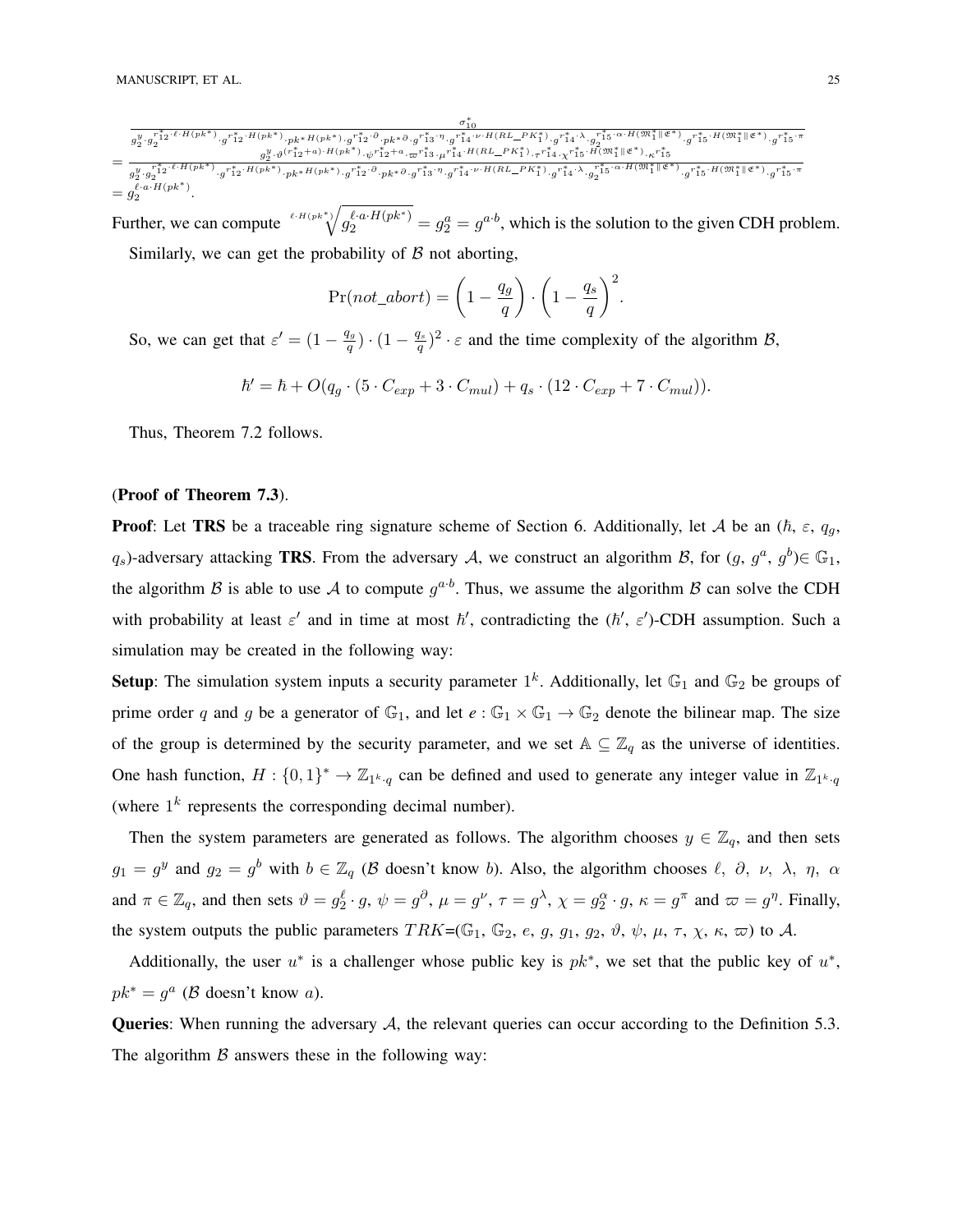$$
\frac{\sigma_{10}^*}{g_2^y \cdot g_2^{r_{12}^* \cdot \ell \cdot H(pk^*)} \cdot g^{r_{12}^* \cdot H(pk^*)} \cdot pk^{* H(pk^*)} \cdot g^{r_{12}^* \cdot \partial} \cdot pk^{* \partial} \cdot g^{r_{13}^* \cdot \eta} \cdot g^{r_{14}^* \cdot \nu \cdot H(RL\_PK_1^*)} \cdot g^{r_{14}^* \cdot \lambda} \cdot g_2^{r_{15}^* \cdot \alpha \cdot H(\mathfrak{M}_1^* \| \mathfrak{E}^*)} \cdot g^{r_{15}^* \cdot H(\mathfrak{M}_1^* \| \mathfrak{E}^*)} \cdot g^{r_{15}^* \cdot \pi}}
$$

$$
= \frac{g_2^y \cdot \vartheta^{(r_{12}^* + a) \cdot H(pk^*)} \cdot \psi^{r_{12}^* + a} \cdot \varpi^{r_{13}^*} \cdot \mu^{r_{14}^* \cdot H(RL\_PK_1^*)} \cdot \tau^{r_{14}^*} \cdot \chi^{r_{15}^* \cdot H(\mathfrak{M}_1^* \| \mathfrak{E}^*)} \cdot \kappa^{r_{15}^*}}{g_2^y \cdot g_2^{r_{12}^* \cdot \ell \cdot H(pk^*)} \cdot g^{r_{12}^* \cdot H(pk^*)} \cdot pk^{* H(pk^*)} \cdot g^{r_{12}^* \cdot \partial} \cdot pk^{* \partial} \cdot g^{r_{13}^* \cdot \eta} \cdot g^{r_{14}^* \cdot \nu \cdot H(RL\_PK_1^*)} \cdot g^{r_{14}^* \cdot \lambda} \cdot g_2^{r_{15}^* \cdot \alpha \cdot H(\mathfrak{M}_1^* \| \mathfrak{E}^*)} \cdot g^{r_{15}^* \cdot H(\mathfrak{M}_1^* \| \mathfrak{E}^*)} \cdot g^{r_{15}^* \cdot \pi}}
$$

$$
= g_2^{\ell \cdot a \cdot H(pk^*)}.
$$

Further, we can compute $\sqrt[\ell \cdot H(pk^*)]{g_2^{\ell \cdot a \cdot H(pk^*)}} = g_2^a = g^{a \cdot b}$, which is the solution to the given CDH problem.

Similarly, we can get the probability of $\mathcal{B}$ not aborting,

$$
\Pr(not\_abort) = \left(1 - \frac{q_g}{q}\right) \cdot \left(1 - \frac{q_s}{q}\right)^2.
$$

So, we can get that $\varepsilon' = (1 - \frac{q_g}{q}) \cdot (1 - \frac{q_s}{q})^2 \cdot \varepsilon$ and the time complexity of the algorithm $\mathcal{B}$,

$$
\hbar' = \hbar + O(q_g \cdot (5 \cdot C_{exp} + 3 \cdot C_{mul}) + q_s \cdot (12 \cdot C_{exp} + 7 \cdot C_{mul})).
$$

Thus, Theorem 7.2 follows.

(**Proof of Theorem 7.3**).

**Proof**: Let **TRS** be a traceable ring signature scheme of Section 6. Additionally, let $\mathcal{A}$ be an ($\hbar$, $\varepsilon$, $q_g$, $q_s$)-adversary attacking **TRS**. From the adversary $\mathcal{A}$, we construct an algorithm $\mathcal{B}$, for ($g$, $g^a$, $g^b$)$\in \mathbb{G}_1$, the algorithm $\mathcal{B}$ is able to use $\mathcal{A}$ to compute $g^{a \cdot b}$. Thus, we assume the algorithm $\mathcal{B}$ can solve the CDH with probability at least $\varepsilon'$ and in time at most $\hbar'$, contradicting the ($\hbar'$, $\varepsilon'$)-CDH assumption. Such a simulation may be created in the following way:

**Setup**: The simulation system inputs a security parameter $1^k$. Additionally, let $\mathbb{G}_1$ and $\mathbb{G}_2$ be groups of prime order $q$ and $g$ be a generator of $\mathbb{G}_1$, and let $e : \mathbb{G}_1 \times \mathbb{G}_1 \to \mathbb{G}_2$ denote the bilinear map. The size of the group is determined by the security parameter, and we set $\mathbb{A} \subseteq \mathbb{Z}_q$ as the universe of identities. One hash function, $H : \{0, 1\}^* \to \mathbb{Z}_{1^k \cdot q}$ can be defined and used to generate any integer value in $\mathbb{Z}_{1^k \cdot q}$ (where $1^k$ represents the corresponding decimal number).

Then the system parameters are generated as follows. The algorithm chooses $y \in \mathbb{Z}_q$, and then sets $g_1 = g^y$ and $g_2 = g^b$ with $b \in \mathbb{Z}_q$ ($\mathcal{B}$ doesn't know $b$). Also, the algorithm chooses $\ell$, $\partial$, $\nu$, $\lambda$, $\eta$, $\alpha$ and $\pi \in \mathbb{Z}_q$, and then sets $\vartheta = g_2^{\ell} \cdot g$, $\psi = g^{\partial}$, $\mu = g^{\nu}$, $\tau = g^{\lambda}$, $\chi = g_2^{\alpha} \cdot g$, $\kappa = g^{\pi}$ and $\varpi = g^{\eta}$. Finally, the system outputs the public parameters $TRK$=($\mathbb{G}_1$, $\mathbb{G}_2$, $e$, $g$, $g_1$, $g_2$, $\vartheta$, $\psi$, $\mu$, $\tau$, $\chi$, $\kappa$, $\varpi$) to $\mathcal{A}$.

Additionally, the user $u^*$ is a challenger whose public key is $pk^*$, we set that the public key of $u^*$, $pk^* = g^a$ ($\mathcal{B}$ doesn't know $a$).

**Queries**: When running the adversary $\mathcal{A}$, the relevant queries can occur according to the Definition 5.3. The algorithm $\mathcal{B}$ answers these in the following way: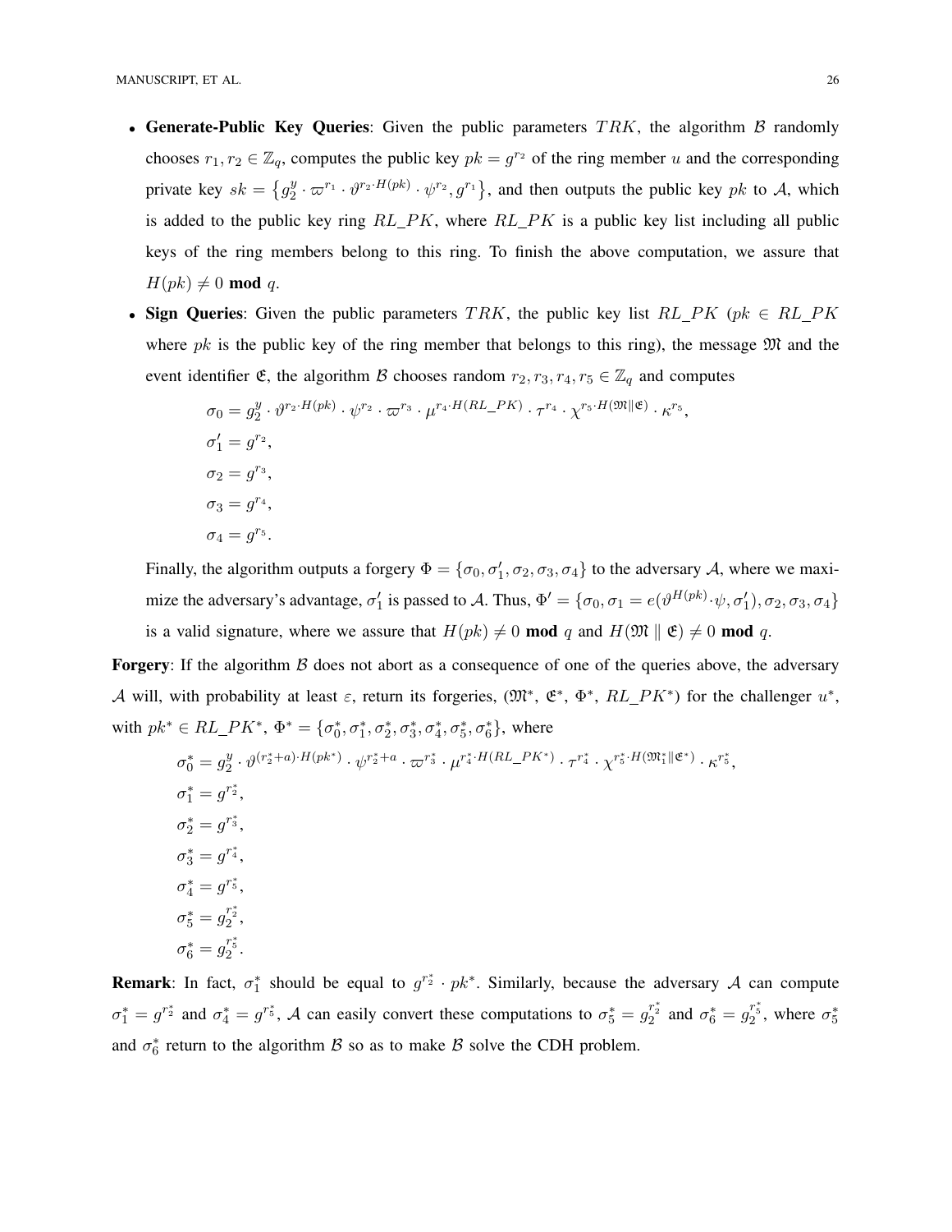- **Generate-Public Key Queries**: Given the public parameters $TRK$, the algorithm $\mathcal{B}$ randomly chooses $r_1, r_2 \in \mathbb{Z}_q$, computes the public key $pk = g^{r_2}$ of the ring member $u$ and the corresponding private key $sk = \left\{g_2^y \cdot \varpi^{r_1} \cdot \vartheta^{r_2 \cdot H(pk)} \cdot \psi^{r_2}, g^{r_1}\right\}$, and then outputs the public key $pk$ to $\mathcal{A}$, which is added to the public key ring $RL\_PK$, where $RL\_PK$ is a public key list including all public keys of the ring members belong to this ring. To finish the above computation, we assure that $H(pk) \neq 0$ **mod** $q$.
- **Sign Queries**: Given the public parameters $TRK$, the public key list $RL\_PK$ ($pk \in RL\_PK$ where $pk$ is the public key of the ring member that belongs to this ring), the message $\mathfrak{M}$ and the event identifier $\mathfrak{E}$, the algorithm $\mathcal{B}$ chooses random $r_2, r_3, r_4, r_5 \in \mathbb{Z}_q$ and computes

$$\sigma_0 = g_2^y \cdot \vartheta^{r_2 \cdot H(pk)} \cdot \psi^{r_2} \cdot \varpi^{r_3} \cdot \mu^{r_4 \cdot H(RL\_PK)} \cdot \tau^{r_4} \cdot \chi^{r_5 \cdot H(\mathfrak{M} \| \mathfrak{E})} \cdot \kappa^{r_5},$$
$$\sigma_1' = g^{r_2},$$
$$\sigma_2 = g^{r_3},$$
$$\sigma_3 = g^{r_4},$$
$$\sigma_4 = g^{r_5}.$$

Finally, the algorithm outputs a forgery $\Phi = \{\sigma_0, \sigma_1', \sigma_2, \sigma_3, \sigma_4\}$ to the adversary $\mathcal{A}$, where we maximize the adversary's advantage, $\sigma_1'$ is passed to $\mathcal{A}$. Thus, $\Phi' = \{\sigma_0, \sigma_1 = e(\vartheta^{H(pk)} \cdot \psi, \sigma_1'), \sigma_2, \sigma_3, \sigma_4\}$ is a valid signature, where we assure that $H(pk) \neq 0$ **mod** $q$ and $H(\mathfrak{M} \parallel \mathfrak{E}) \neq 0$ **mod** $q$.

**Forgery**: If the algorithm $\mathcal{B}$ does not abort as a consequence of one of the queries above, the adversary $\mathcal{A}$ will, with probability at least $\varepsilon$, return its forgeries, ($\mathfrak{M}^*$, $\mathfrak{E}^*$, $\Phi^*$, $RL\_PK^*$) for the challenger $u^*$, with $pk^* \in RL\_PK^*$, $\Phi^* = \{\sigma_0^*, \sigma_1^*, \sigma_2^*, \sigma_3^*, \sigma_4^*, \sigma_5^*, \sigma_6^*\}$, where

$$\sigma_0^* = g_2^y \cdot \vartheta^{(r_2^*+a) \cdot H(pk^*)} \cdot \psi^{r_2^*+a} \cdot \varpi^{r_3^*} \cdot \mu^{r_4^* \cdot H(RL\_PK^*)} \cdot \tau^{r_4^*} \cdot \chi^{r_5^* \cdot H(\mathfrak{M}_1^* \| \mathfrak{E}^*)} \cdot \kappa^{r_5^*},$$
$$\sigma_1^* = g^{r_2^*},$$
$$\sigma_2^* = g^{r_3^*},$$
$$\sigma_3^* = g^{r_4^*},$$
$$\sigma_4^* = g^{r_5^*},$$
$$\sigma_5^* = g_2^{r_2^*},$$
$$\sigma_6^* = g_2^{r_5^*}.$$

**Remark**: In fact, $\sigma_1^*$ should be equal to $g^{r_2^*} \cdot pk^*$. Similarly, because the adversary $\mathcal{A}$ can compute $\sigma_1^* = g^{r_2^*}$ and $\sigma_4^* = g^{r_5^*}$, $\mathcal{A}$ can easily convert these computations to $\sigma_5^* = g_2^{r_2^*}$ and $\sigma_6^* = g_2^{r_5^*}$, where $\sigma_5^*$ and $\sigma_6^*$ return to the algorithm $\mathcal{B}$ so as to make $\mathcal{B}$ solve the CDH problem.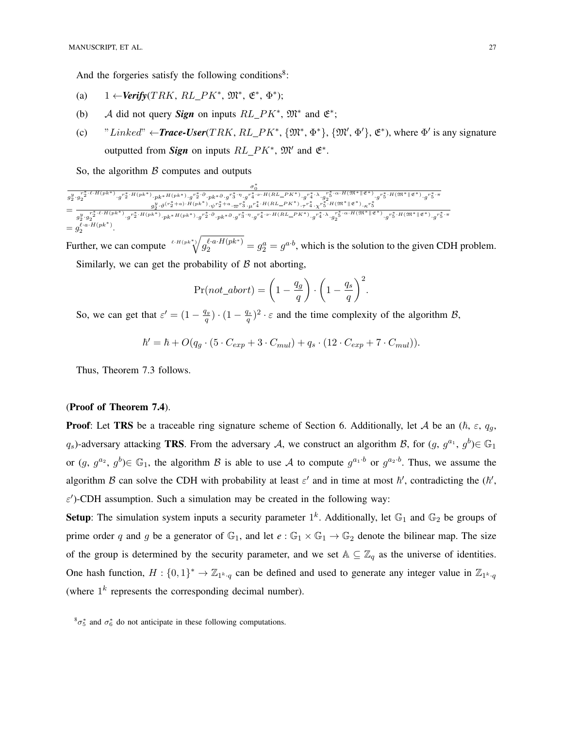And the forgeries satisfy the following conditions[8]:

(a) $1 \leftarrow$***Verify***$(TRK,\ RL\_PK^*,\ \mathfrak{M}^*,\ \mathfrak{E}^*,\ \Phi^*)$;

(b) $\mathcal{A}$ did not query ***Sign*** on inputs $RL\_PK^*$, $\mathfrak{M}^*$ and $\mathfrak{E}^*$;

(c) $"Linked" \leftarrow$***Trace-User***$(TRK,\ RL\_PK^*,\ \{\mathfrak{M}^*,\ \Phi^*\},\ \{\mathfrak{M}',\ \Phi'\},\ \mathfrak{E}^*)$, where $\Phi'$ is any signature outputted from ***Sign*** on inputs $RL\_PK^*$, $\mathfrak{M}'$ and $\mathfrak{E}^*$.

So, the algorithm $\mathcal{B}$ computes and outputs

$$\frac{\sigma_0^*}{g_2^y \cdot g_2^{r_2^* \cdot \ell \cdot H(pk^*)} \cdot g^{r_2^* \cdot H(pk^*)} \cdot pk^{*H(pk^*)} \cdot g_2^{r_2^* \cdot \partial} \cdot pk^{*\partial} \cdot g^{r_3^* \cdot \eta} \cdot g^{r_4^* \cdot \nu \cdot H(RL\_PK^*)} \cdot g^{r_4^* \cdot \lambda} \cdot g_2^{r_5^* \cdot \alpha \cdot H(\mathfrak{M}^* \| \mathfrak{E}^*)} \cdot g^{r_5^* \cdot H(\mathfrak{M}^* \| \mathfrak{E}^*)} \cdot g^{r_5^* \cdot \pi}}$$
$$= \frac{g_2^y \cdot \vartheta^{(r_2^*+a) \cdot H(pk^*)} \cdot \psi^{r_2^*+a} \cdot \varpi^{r_3^*} \cdot \mu^{r_4^* \cdot H(RL\_PK^*)} \cdot \tau^{r_4^*} \cdot \chi^{r_5^* \cdot H(\mathfrak{M}^* \| \mathfrak{E}^*)} \cdot \kappa^{r_5^*}}{g_2^y \cdot g_2^{r_2^* \cdot \ell \cdot H(pk^*)} \cdot g^{r_2^* \cdot H(pk^*)} \cdot pk^{*H(pk^*)} \cdot g_2^{r_2^* \cdot \partial} \cdot pk^{*\partial} \cdot g^{r_3^* \cdot \eta} \cdot g^{r_4^* \cdot \nu \cdot H(RL\_PK^*)} \cdot g^{r_4^* \cdot \lambda} \cdot g_2^{r_5^* \cdot \alpha \cdot H(\mathfrak{M}^* \| \mathfrak{E}^*)} \cdot g^{r_5^* \cdot H(\mathfrak{M}^* \| \mathfrak{E}^*)} \cdot g^{r_5^* \cdot \pi}}$$
$$= g_2^{\ell \cdot a \cdot H(pk^*)}.$$

Further, we can compute $\sqrt[\ell \cdot H(pk^*)]{g_2^{\ell \cdot a \cdot H(pk^*)}} = g_2^a = g^{a \cdot b}$, which is the solution to the given CDH problem.

Similarly, we can get the probability of $\mathcal{B}$ not aborting,

$$\Pr(not\_abort) = \left(1 - \frac{q_g}{q}\right) \cdot \left(1 - \frac{q_s}{q}\right)^2.$$

So, we can get that $\varepsilon' = (1 - \frac{q_g}{q}) \cdot (1 - \frac{q_s}{q})^2 \cdot \varepsilon$ and the time complexity of the algorithm $\mathcal{B}$,

$$\hbar' = \hbar + O(q_g \cdot (5 \cdot C_{exp} + 3 \cdot C_{mul}) + q_s \cdot (12 \cdot C_{exp} + 7 \cdot C_{mul})).$$

Thus, Theorem 7.3 follows.

(**Proof of Theorem 7.4**).

**Proof**: Let **TRS** be a traceable ring signature scheme of Section 6. Additionally, let $\mathcal{A}$ be an ($\hbar$, $\varepsilon$, $q_g$, $q_s$)-adversary attacking **TRS**. From the adversary $\mathcal{A}$, we construct an algorithm $\mathcal{B}$, for ($g$, $g^{a_1}$, $g^b$)$\in \mathbb{G}_1$ or ($g$, $g^{a_2}$, $g^b$)$\in \mathbb{G}_1$, the algorithm $\mathcal{B}$ is able to use $\mathcal{A}$ to compute $g^{a_1 \cdot b}$ or $g^{a_2 \cdot b}$. Thus, we assume the algorithm $\mathcal{B}$ can solve the CDH with probability at least $\varepsilon'$ and in time at most $\hbar'$, contradicting the ($\hbar'$, $\varepsilon'$)-CDH assumption. Such a simulation may be created in the following way:

**Setup**: The simulation system inputs a security parameter $1^k$. Additionally, let $\mathbb{G}_1$ and $\mathbb{G}_2$ be groups of prime order $q$ and $g$ be a generator of $\mathbb{G}_1$, and let $e : \mathbb{G}_1 \times \mathbb{G}_1 \rightarrow \mathbb{G}_2$ denote the bilinear map. The size of the group is determined by the security parameter, and we set $\mathbb{A} \subseteq \mathbb{Z}_q$ as the universe of identities. One hash function, $H : \{0,1\}^* \rightarrow \mathbb{Z}_{1^k \cdot q}$ can be defined and used to generate any integer value in $\mathbb{Z}_{1^k \cdot q}$ (where $1^k$ represents the corresponding decimal number).

[8] $\sigma_5^*$ and $\sigma_6^*$ do not anticipate in these following computations.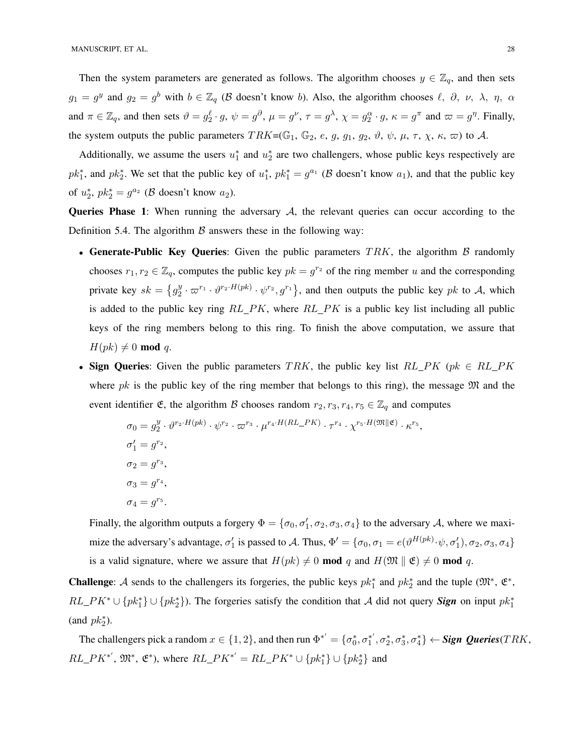Then the system parameters are generated as follows. The algorithm chooses $y \in \mathbb{Z}_q$, and then sets $g_1 = g^y$ and $g_2 = g^b$ with $b \in \mathbb{Z}_q$ ($\mathcal{B}$ doesn't know $b$). Also, the algorithm chooses $\ell,\ \partial,\ \nu,\ \lambda,\ \eta,\ \alpha$ and $\pi \in \mathbb{Z}_q$, and then sets $\vartheta = g_2^{\ell} \cdot g$, $\psi = g^{\partial}$, $\mu = g^{\nu}$, $\tau = g^{\lambda}$, $\chi = g_2^{\alpha} \cdot g$, $\kappa = g^{\pi}$ and $\varpi = g^{\eta}$. Finally, the system outputs the public parameters $TRK$=($\mathbb{G}_1$, $\mathbb{G}_2$, $e$, $g$, $g_1$, $g_2$, $\vartheta$, $\psi$, $\mu$, $\tau$, $\chi$, $\kappa$, $\varpi$) to $\mathcal{A}$.

Additionally, we assume the users $u_1^*$ and $u_2^*$ are two challengers, whose public keys respectively are $pk_1^*$, and $pk_2^*$. We set that the public key of $u_1^*$, $pk_1^* = g^{a_1}$ ($\mathcal{B}$ doesn't know $a_1$), and that the public key of $u_2^*$, $pk_2^* = g^{a_2}$ ($\mathcal{B}$ doesn't know $a_2$).

**Queries Phase 1**: When running the adversary $\mathcal{A}$, the relevant queries can occur according to the Definition 5.4. The algorithm $\mathcal{B}$ answers these in the following way:

- **Generate-Public Key Queries**: Given the public parameters $TRK$, the algorithm $\mathcal{B}$ randomly chooses $r_1, r_2 \in \mathbb{Z}_q$, computes the public key $pk = g^{r_2}$ of the ring member $u$ and the corresponding private key $sk = \{g_2^y \cdot \varpi^{r_1} \cdot \vartheta^{r_2 \cdot H(pk)} \cdot \psi^{r_2}, g^{r_1}\}$, and then outputs the public key $pk$ to $\mathcal{A}$, which is added to the public key ring $RL\_PK$, where $RL\_PK$ is a public key list including all public keys of the ring members belong to this ring. To finish the above computation, we assure that $H(pk) \neq 0$ **mod** $q$.
- **Sign Queries**: Given the public parameters $TRK$, the public key list $RL\_PK$ ($pk \in RL\_PK$ where $pk$ is the public key of the ring member that belongs to this ring), the message $\mathfrak{M}$ and the event identifier $\mathfrak{E}$, the algorithm $\mathcal{B}$ chooses random $r_2, r_3, r_4, r_5 \in \mathbb{Z}_q$ and computes

$$\sigma_0 = g_2^y \cdot \vartheta^{r_2 \cdot H(pk)} \cdot \psi^{r_2} \cdot \varpi^{r_3} \cdot \mu^{r_4 \cdot H(RL\_PK)} \cdot \tau^{r_4} \cdot \chi^{r_5 \cdot H(\mathfrak{M} \| \mathfrak{E})} \cdot \kappa^{r_5},$$
$$\sigma_1' = g^{r_2},$$
$$\sigma_2 = g^{r_3},$$
$$\sigma_3 = g^{r_4},$$
$$\sigma_4 = g^{r_5}.$$

  Finally, the algorithm outputs a forgery $\Phi = \{\sigma_0, \sigma_1', \sigma_2, \sigma_3, \sigma_4\}$ to the adversary $\mathcal{A}$, where we maximize the adversary's advantage, $\sigma_1'$ is passed to $\mathcal{A}$. Thus, $\Phi' = \{\sigma_0, \sigma_1 = e(\vartheta^{H(pk)} \cdot \psi, \sigma_1'), \sigma_2, \sigma_3, \sigma_4\}$ is a valid signature, where we assure that $H(pk) \neq 0$ **mod** $q$ and $H(\mathfrak{M} \parallel \mathfrak{E}) \neq 0$ **mod** $q$.

**Challenge**: $\mathcal{A}$ sends to the challengers its forgeries, the public keys $pk_1^*$ and $pk_2^*$ and the tuple ($\mathfrak{M}^*$, $\mathfrak{E}^*$, $RL\_PK^* \cup \{pk_1^*\} \cup \{pk_2^*\}$). The forgeries satisfy the condition that $\mathcal{A}$ did not query ***Sign*** on input $pk_1^*$ (and $pk_2^*$).

The challengers pick a random $x \in \{1, 2\}$, and then run $\Phi^{*'} = \{\sigma_0^*, \sigma_1^{*'}, \sigma_2^*, \sigma_3^*, \sigma_4^*\} \leftarrow$ ***Sign Queries***($TRK$, $RL\_PK^{*'}$, $\mathfrak{M}^*$, $\mathfrak{E}^*$), where $RL\_PK^{*'} = RL\_PK^* \cup \{pk_1^*\} \cup \{pk_2^*\}$ and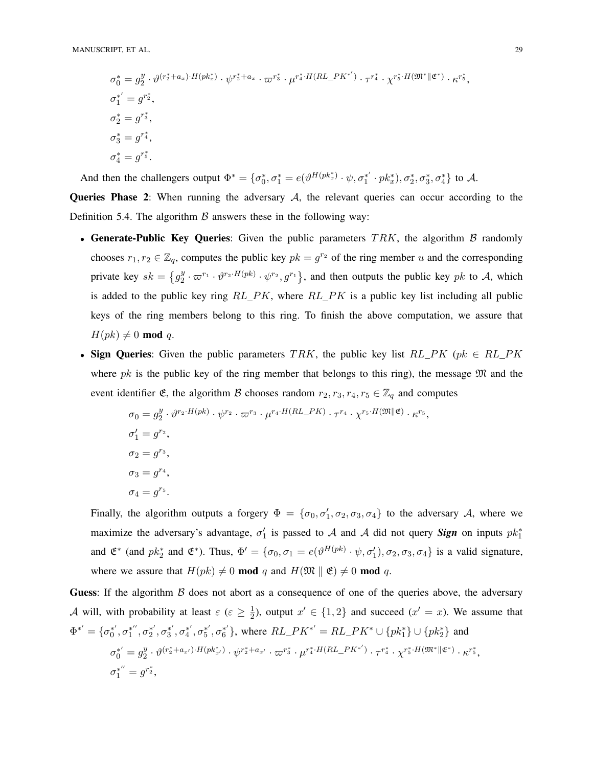$$\sigma_0^* = g_2^y \cdot \vartheta^{(r_2^*+a_x)\cdot H(pk_x^*)} \cdot \psi^{r_2^*+a_x} \cdot \varpi^{r_3^*} \cdot \mu^{r_4^* \cdot H(RL\_PK^{*'})} \cdot \tau^{r_4^*} \cdot \chi^{r_5^* \cdot H(\mathfrak{M}^* \| \mathfrak{E}^*)} \cdot \kappa^{r_5^*},$$

$$\sigma_1^{*'} = g^{r_2^*},$$

$$\sigma_2^* = g^{r_3^*},$$

$$\sigma_3^* = g^{r_4^*},$$

$$\sigma_4^* = g^{r_5^*}.$$

And then the challengers output $\Phi^* = \{\sigma_0^*, \sigma_1^* = e(\vartheta^{H(pk_x^*)} \cdot \psi, \sigma_1^{*'} \cdot pk_x^*), \sigma_2^*, \sigma_3^*, \sigma_4^*\}$ to $\mathcal{A}$.

**Queries Phase 2**: When running the adversary $\mathcal{A}$, the relevant queries can occur according to the Definition 5.4. The algorithm $\mathcal{B}$ answers these in the following way:

- **Generate-Public Key Queries**: Given the public parameters $TRK$, the algorithm $\mathcal{B}$ randomly chooses $r_1, r_2 \in \mathbb{Z}_q$, computes the public key $pk = g^{r_2}$ of the ring member $u$ and the corresponding private key $sk = \{g_2^y \cdot \varpi^{r_1} \cdot \vartheta^{r_2 \cdot H(pk)} \cdot \psi^{r_2}, g^{r_1}\}$, and then outputs the public key $pk$ to $\mathcal{A}$, which is added to the public key ring $RL\_PK$, where $RL\_PK$ is a public key list including all public keys of the ring members belong to this ring. To finish the above computation, we assure that $H(pk) \neq 0$ **mod** $q$.
- **Sign Queries**: Given the public parameters $TRK$, the public key list $RL\_PK$ ($pk \in RL\_PK$ where $pk$ is the public key of the ring member that belongs to this ring), the message $\mathfrak{M}$ and the event identifier $\mathfrak{E}$, the algorithm $\mathcal{B}$ chooses random $r_2, r_3, r_4, r_5 \in \mathbb{Z}_q$ and computes

$$\sigma_0 = g_2^y \cdot \vartheta^{r_2 \cdot H(pk)} \cdot \psi^{r_2} \cdot \varpi^{r_3} \cdot \mu^{r_4 \cdot H(RL\_PK)} \cdot \tau^{r_4} \cdot \chi^{r_5 \cdot H(\mathfrak{M} \| \mathfrak{E})} \cdot \kappa^{r_5},$$

$$\sigma_1' = g^{r_2},$$

$$\sigma_2 = g^{r_3},$$

$$\sigma_3 = g^{r_4},$$

$$\sigma_4 = g^{r_5}.$$

  Finally, the algorithm outputs a forgery $\Phi = \{\sigma_0, \sigma_1', \sigma_2, \sigma_3, \sigma_4\}$ to the adversary $\mathcal{A}$, where we maximize the adversary's advantage, $\sigma_1'$ is passed to $\mathcal{A}$ and $\mathcal{A}$ did not query ***Sign*** on inputs $pk_1^*$ and $\mathfrak{E}^*$ (and $pk_2^*$ and $\mathfrak{E}^*$). Thus, $\Phi' = \{\sigma_0, \sigma_1 = e(\vartheta^{H(pk)} \cdot \psi, \sigma_1'), \sigma_2, \sigma_3, \sigma_4\}$ is a valid signature, where we assure that $H(pk) \neq 0$ **mod** $q$ and $H(\mathfrak{M} \parallel \mathfrak{E}) \neq 0$ **mod** $q$.

**Guess**: If the algorithm $\mathcal{B}$ does not abort as a consequence of one of the queries above, the adversary $\mathcal{A}$ will, with probability at least $\varepsilon$ ($\varepsilon \geq \frac{1}{2}$), output $x' \in \{1, 2\}$ and succeed ($x' = x$). We assume that $\Phi^{*'} = \{\sigma_0^{*'}, \sigma_1^{*''}, \sigma_2^{*'}, \sigma_3^{*'}, \sigma_4^{*'}, \sigma_5^{*'}, \sigma_6^{*'}\}$, where $RL\_PK^{*'} = RL\_PK^* \cup \{pk_1^*\} \cup \{pk_2^*\}$ and

$$\sigma_0^{*'} = g_2^y \cdot \vartheta^{(r_2^*+a_{x'})\cdot H(pk_{x'}^*)} \cdot \psi^{r_2^*+a_{x'}} \cdot \varpi^{r_3^*} \cdot \mu^{r_4^* \cdot H(RL\_PK^{*'})} \cdot \tau^{r_4^*} \cdot \chi^{r_5^* \cdot H(\mathfrak{M}^* \| \mathfrak{E}^*)} \cdot \kappa^{r_5^*},$$

$$\sigma_1^{*''} = g^{r_2^*},$$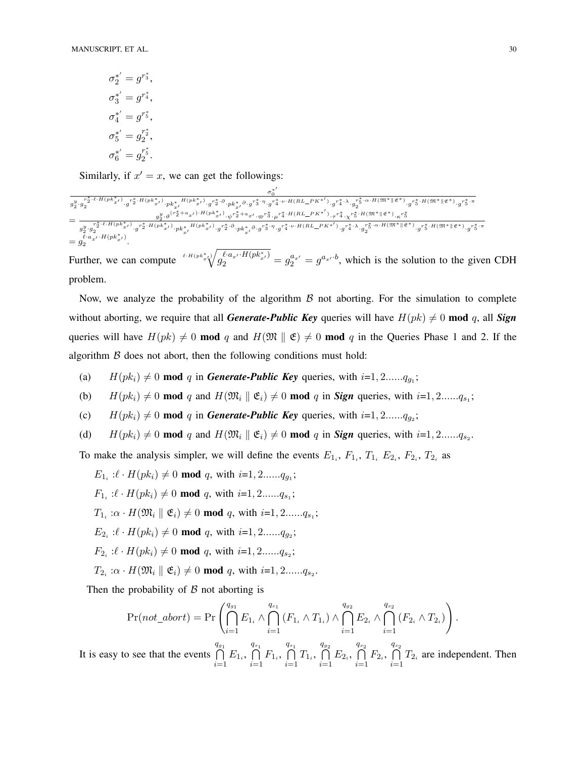$$\sigma_2^{*'} = g^{r_3^*},$$
$$\sigma_3^{*'} = g^{r_4^*},$$
$$\sigma_4^{*'} = g^{r_5^*},$$
$$\sigma_5^{*'} = g_2^{r_2^*},$$
$$\sigma_6^{*'} = g_2^{r_5^*}.$$

Similarly, if $x' = x$, we can get the followings:

$$\frac{\sigma_0^{*'}}{g_2^y \cdot g_2^{r_2^* \cdot \ell \cdot H(pk_{x'}^*)} \cdot g^{r_2^* \cdot H(pk_{x'}^*)} \cdot pk_{x'}^{*\, H(pk_{x'}^*)} \cdot g^{r_2^* \cdot \partial} \cdot pk_{x'}^{*\, \partial} \cdot g^{r_3^* \cdot \eta} \cdot g^{r_4^* \cdot \nu \cdot H(RL\_PK^{*'})} \cdot g^{r_4^* \cdot \lambda} \cdot g_2^{r_5^* \cdot \alpha \cdot H(\mathfrak{M}^* \| \mathfrak{E}^*)} \cdot g^{r_5^* \cdot H(\mathfrak{M}^* \| \mathfrak{E}^*)} \cdot g^{r_5^* \cdot \pi}}$$
$$= \frac{g_2^y \cdot \vartheta^{(r_2^* + a_{x'}) \cdot H(pk_{x'}^*)} \cdot \psi^{r_2^* + a_{x'}} \cdot \varpi^{r_3^*} \cdot \mu^{r_4^* \cdot H(RL\_PK^{*'})} \cdot \tau^{r_4^*} \cdot \chi^{r_5^* \cdot H(\mathfrak{M}^* \| \mathfrak{E}^*)} \cdot \kappa^{r_5^*}}{g_2^y \cdot g_2^{r_2^* \cdot \ell \cdot H(pk_{x'}^*)} \cdot g^{r_2^* \cdot H(pk_{x'}^*)} \cdot pk_{x'}^{*\, H(pk_{x'}^*)} \cdot g^{r_2^* \cdot \partial} \cdot pk_{x'}^{*\, \partial} \cdot g^{r_3^* \cdot \eta} \cdot g^{r_4^* \cdot \nu \cdot H(RL\_PK^{*'})} \cdot g^{r_4^* \cdot \lambda} \cdot g_2^{r_5^* \cdot \alpha \cdot H(\mathfrak{M}^* \| \mathfrak{E}^*)} \cdot g^{r_5^* \cdot H(\mathfrak{M}^* \| \mathfrak{E}^*)} \cdot g^{r_5^* \cdot \pi}}$$
$$= g_2^{\ell \cdot a_{x'} \cdot H(pk_{x'}^*)}.$$

Further, we can compute $\sqrt[\ell \cdot H(pk_{x'}^*)]{g_2^{\ell \cdot a_{x'} \cdot H(pk_{x'}^*)}} = g_2^{a_{x'}} = g^{a_{x'} \cdot b}$, which is the solution to the given CDH problem.

Now, we analyze the probability of the algorithm $\mathcal{B}$ not aborting. For the simulation to complete without aborting, we require that all ***Generate-Public Key*** queries will have $H(pk) \neq 0$ **mod** $q$, all ***Sign*** queries will have $H(pk) \neq 0$ **mod** $q$ and $H(\mathfrak{M} \parallel \mathfrak{E}) \neq 0$ **mod** $q$ in the Queries Phase 1 and 2. If the algorithm $\mathcal{B}$ does not abort, then the following conditions must hold:

(a) $H(pk_i) \neq 0$ **mod** $q$ in ***Generate-Public Key*** queries, with $i$=1, 2......$q_{g_1}$;

(b) $H(pk_i) \neq 0$ **mod** $q$ and $H(\mathfrak{M}_i \parallel \mathfrak{E}_i) \neq 0$ **mod** $q$ in ***Sign*** queries, with $i$=1, 2......$q_{s_1}$;

(c) $H(pk_i) \neq 0$ **mod** $q$ in ***Generate-Public Key*** queries, with $i$=1, 2......$q_{g_2}$;

(d) $H(pk_i) \neq 0$ **mod** $q$ and $H(\mathfrak{M}_i \parallel \mathfrak{E}_i) \neq 0$ **mod** $q$ in ***Sign*** queries, with $i$=1, 2......$q_{s_2}$.

To make the analysis simpler, we will define the events $E_{1_i}$, $F_{1_i}$, $T_{1_i}$ $E_{2_i}$, $F_{2_i}$, $T_{2_i}$ as

$E_{1_i}$ :$\ell \cdot H(pk_i) \neq 0$ **mod** $q$, with $i$=1, 2......$q_{g_1}$;

$F_{1_i}$ :$\ell \cdot H(pk_i) \neq 0$ **mod** $q$, with $i$=1, 2......$q_{s_1}$;

$T_{1_i}$ :$\alpha \cdot H(\mathfrak{M}_i \parallel \mathfrak{E}_i) \neq 0$ **mod** $q$, with $i$=1, 2......$q_{s_1}$;

$E_{2_i}$ :$\ell \cdot H(pk_i) \neq 0$ **mod** $q$, with $i$=1, 2......$q_{g_2}$;

$F_{2_i}$ :$\ell \cdot H(pk_i) \neq 0$ **mod** $q$, with $i$=1, 2......$q_{s_2}$;

$T_{2_i}$ :$\alpha \cdot H(\mathfrak{M}_i \parallel \mathfrak{E}_i) \neq 0$ **mod** $q$, with $i$=1, 2......$q_{s_2}$.

Then the probability of $\mathcal{B}$ not aborting is

$$\Pr(not\_abort) = \Pr\left(\bigcap_{i=1}^{q_{g_1}} E_{1_i} \wedge \bigcap_{i=1}^{q_{s_1}} (F_{1_i} \wedge T_{1_i}) \wedge \bigcap_{i=1}^{q_{g_2}} E_{2_i} \wedge \bigcap_{i=1}^{q_{s_2}} (F_{2_i} \wedge T_{2_i})\right).$$

It is easy to see that the events $\bigcap_{i=1}^{q_{g_1}} E_{1_i}$, $\bigcap_{i=1}^{q_{s_1}} F_{1_i}$, $\bigcap_{i=1}^{q_{s_1}} T_{1_i}$, $\bigcap_{i=1}^{q_{g_2}} E_{2_i}$, $\bigcap_{i=1}^{q_{s_2}} F_{2_i}$, $\bigcap_{i=1}^{q_{s_2}} T_{2_i}$ are independent. Then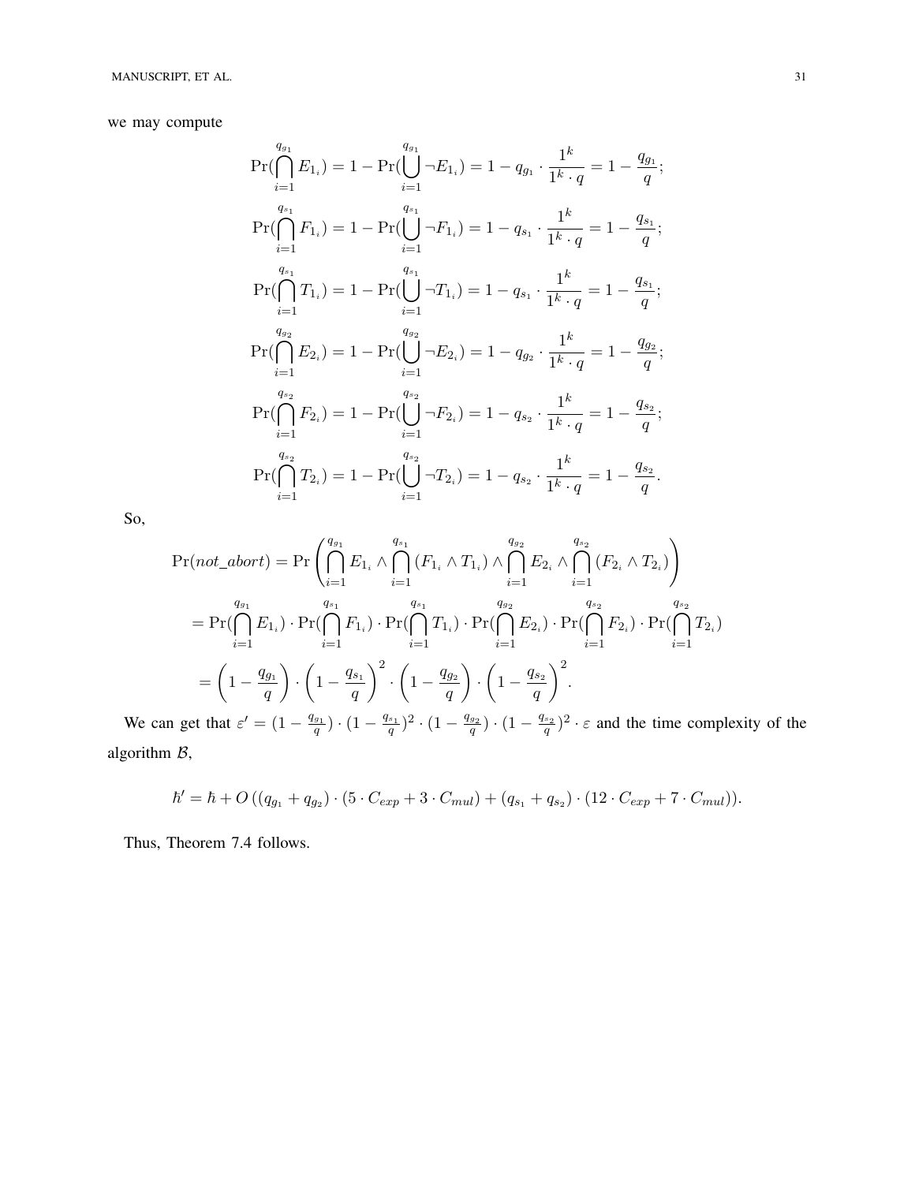we may compute

$$\Pr(\bigcap_{i=1}^{q_{g_1}} E_{1_i}) = 1 - \Pr(\bigcup_{i=1}^{q_{g_1}} \neg E_{1_i}) = 1 - q_{g_1} \cdot \frac{1^k}{1^k \cdot q} = 1 - \frac{q_{g_1}}{q};$$

$$\Pr(\bigcap_{i=1}^{q_{s_1}} F_{1_i}) = 1 - \Pr(\bigcup_{i=1}^{q_{s_1}} \neg F_{1_i}) = 1 - q_{s_1} \cdot \frac{1^k}{1^k \cdot q} = 1 - \frac{q_{s_1}}{q};$$

$$\Pr(\bigcap_{i=1}^{q_{s_1}} T_{1_i}) = 1 - \Pr(\bigcup_{i=1}^{q_{s_1}} \neg T_{1_i}) = 1 - q_{s_1} \cdot \frac{1^k}{1^k \cdot q} = 1 - \frac{q_{s_1}}{q};$$

$$\Pr(\bigcap_{i=1}^{q_{g_2}} E_{2_i}) = 1 - \Pr(\bigcup_{i=1}^{q_{g_2}} \neg E_{2_i}) = 1 - q_{g_2} \cdot \frac{1^k}{1^k \cdot q} = 1 - \frac{q_{g_2}}{q};$$

$$\Pr(\bigcap_{i=1}^{q_{s_2}} F_{2_i}) = 1 - \Pr(\bigcup_{i=1}^{q_{s_2}} \neg F_{2_i}) = 1 - q_{s_2} \cdot \frac{1^k}{1^k \cdot q} = 1 - \frac{q_{s_2}}{q};$$

$$\Pr(\bigcap_{i=1}^{q_{s_2}} T_{2_i}) = 1 - \Pr(\bigcup_{i=1}^{q_{s_2}} \neg T_{2_i}) = 1 - q_{s_2} \cdot \frac{1^k}{1^k \cdot q} = 1 - \frac{q_{s_2}}{q}.$$

So,

$$\begin{aligned}
\Pr(not\_abort) &= \Pr\left(\bigcap_{i=1}^{q_{g_1}} E_{1_i} \wedge \bigcap_{i=1}^{q_{s_1}} (F_{1_i} \wedge T_{1_i}) \wedge \bigcap_{i=1}^{q_{g_2}} E_{2_i} \wedge \bigcap_{i=1}^{q_{s_2}} (F_{2_i} \wedge T_{2_i})\right) \\
&= \Pr(\bigcap_{i=1}^{q_{g_1}} E_{1_i}) \cdot \Pr(\bigcap_{i=1}^{q_{s_1}} F_{1_i}) \cdot \Pr(\bigcap_{i=1}^{q_{s_1}} T_{1_i}) \cdot \Pr(\bigcap_{i=1}^{q_{g_2}} E_{2_i}) \cdot \Pr(\bigcap_{i=1}^{q_{s_2}} F_{2_i}) \cdot \Pr(\bigcap_{i=1}^{q_{s_2}} T_{2_i}) \\
&= \left(1 - \frac{q_{g_1}}{q}\right) \cdot \left(1 - \frac{q_{s_1}}{q}\right)^2 \cdot \left(1 - \frac{q_{g_2}}{q}\right) \cdot \left(1 - \frac{q_{s_2}}{q}\right)^2.
\end{aligned}$$

We can get that $\varepsilon' = (1 - \frac{q_{g_1}}{q}) \cdot (1 - \frac{q_{s_1}}{q})^2 \cdot (1 - \frac{q_{g_2}}{q}) \cdot (1 - \frac{q_{s_2}}{q})^2 \cdot \varepsilon$ and the time complexity of the algorithm $\mathcal{B}$,

$$\hbar' = \hbar + O\left((q_{g_1} + q_{g_2}) \cdot (5 \cdot C_{exp} + 3 \cdot C_{mul}) + (q_{s_1} + q_{s_2}) \cdot (12 \cdot C_{exp} + 7 \cdot C_{mul})\right).$$

Thus, Theorem 7.4 follows.